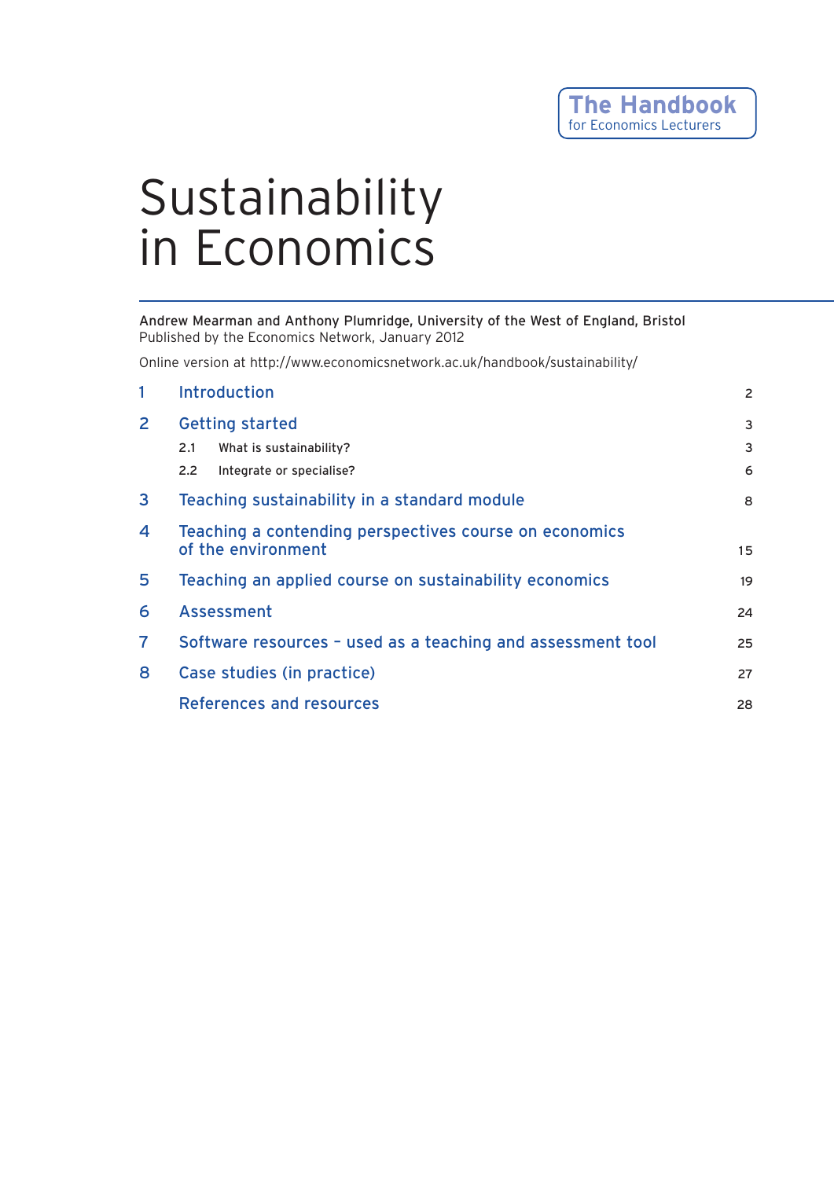**The Handbook**
for Economics Lecturers

# Sustainability in Economics

Andrew Mearman and Anthony Plumridge, University of the West of England, Bristol
Published by the Economics Network, January 2012

Online version at http://www.economicsnetwork.ac.uk/handbook/sustainability/

| | | |
|---|---|---|
| 1 | Introduction | 2 |
| 2 | Getting started | 3 |
| | 2.1 What is sustainability? | 3 |
| | 2.2 Integrate or specialise? | 6 |
| 3 | Teaching sustainability in a standard module | 8 |
| 4 | Teaching a contending perspectives course on economics of the environment | 15 |
| 5 | Teaching an applied course on sustainability economics | 19 |
| 6 | Assessment | 24 |
| 7 | Software resources – used as a teaching and assessment tool | 25 |
| 8 | Case studies (in practice) | 27 |
| | References and resources | 28 |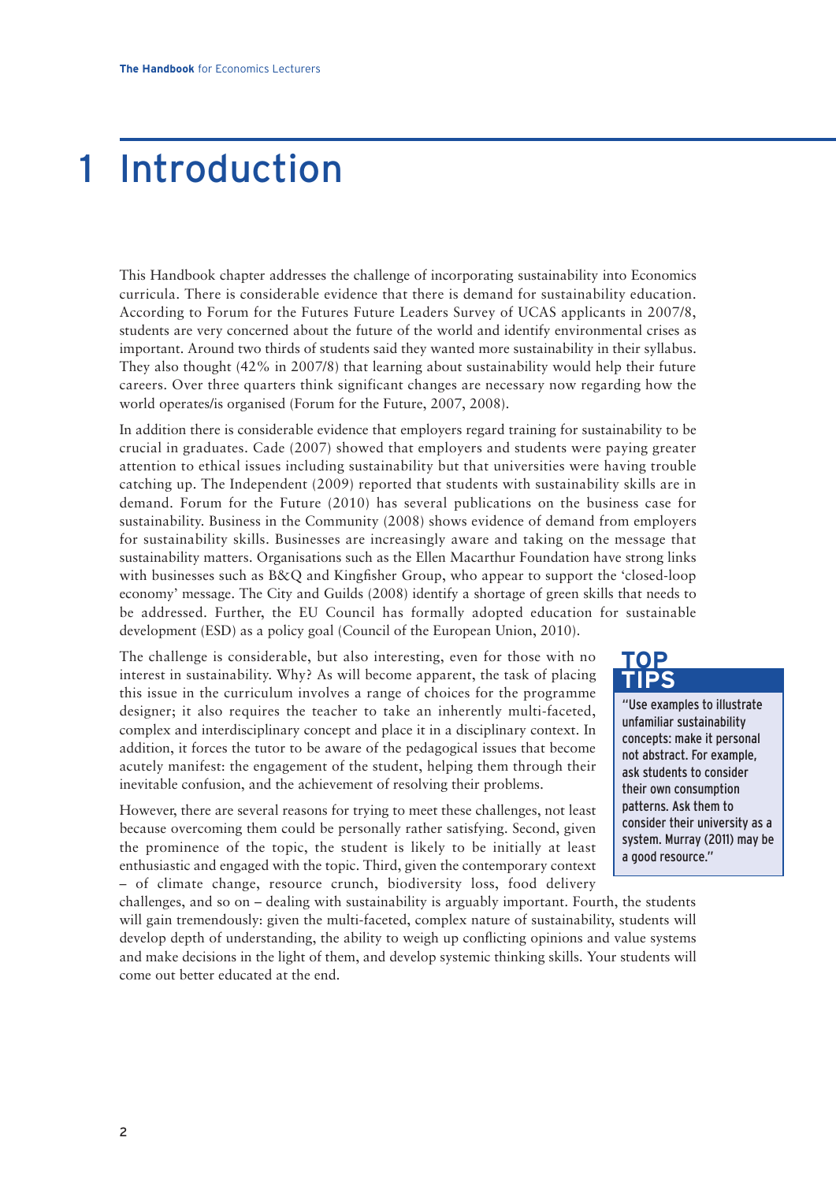# 1 Introduction

This Handbook chapter addresses the challenge of incorporating sustainability into Economics curricula. There is considerable evidence that there is demand for sustainability education. According to Forum for the Futures Future Leaders Survey of UCAS applicants in 2007/8, students are very concerned about the future of the world and identify environmental crises as important. Around two thirds of students said they wanted more sustainability in their syllabus. They also thought (42% in 2007/8) that learning about sustainability would help their future careers. Over three quarters think significant changes are necessary now regarding how the world operates/is organised (Forum for the Future, 2007, 2008).

In addition there is considerable evidence that employers regard training for sustainability to be crucial in graduates. Cade (2007) showed that employers and students were paying greater attention to ethical issues including sustainability but that universities were having trouble catching up. The Independent (2009) reported that students with sustainability skills are in demand. Forum for the Future (2010) has several publications on the business case for sustainability. Business in the Community (2008) shows evidence of demand from employers for sustainability skills. Businesses are increasingly aware and taking on the message that sustainability matters. Organisations such as the Ellen Macarthur Foundation have strong links with businesses such as B&Q and Kingfisher Group, who appear to support the 'closed-loop economy' message. The City and Guilds (2008) identify a shortage of green skills that needs to be addressed. Further, the EU Council has formally adopted education for sustainable development (ESD) as a policy goal (Council of the European Union, 2010).

The challenge is considerable, but also interesting, even for those with no interest in sustainability. Why? As will become apparent, the task of placing this issue in the curriculum involves a range of choices for the programme designer; it also requires the teacher to take an inherently multi-faceted, complex and interdisciplinary concept and place it in a disciplinary context. In addition, it forces the tutor to be aware of the pedagogical issues that become acutely manifest: the engagement of the student, helping them through their inevitable confusion, and the achievement of resolving their problems.

However, there are several reasons for trying to meet these challenges, not least because overcoming them could be personally rather satisfying. Second, given the prominence of the topic, the student is likely to be initially at least enthusiastic and engaged with the topic. Third, given the contemporary context – of climate change, resource crunch, biodiversity loss, food delivery challenges, and so on – dealing with sustainability is arguably important. Fourth, the students will gain tremendously: given the multi-faceted, complex nature of sustainability, students will develop depth of understanding, the ability to weigh up conflicting opinions and value systems and make decisions in the light of them, and develop systemic thinking skills. Your students will come out better educated at the end.

> **TOP TIPS**
>
> "Use examples to illustrate unfamiliar sustainability concepts: make it personal not abstract. For example, ask students to consider their own consumption patterns. Ask them to consider their university as a system. Murray (2011) may be a good resource."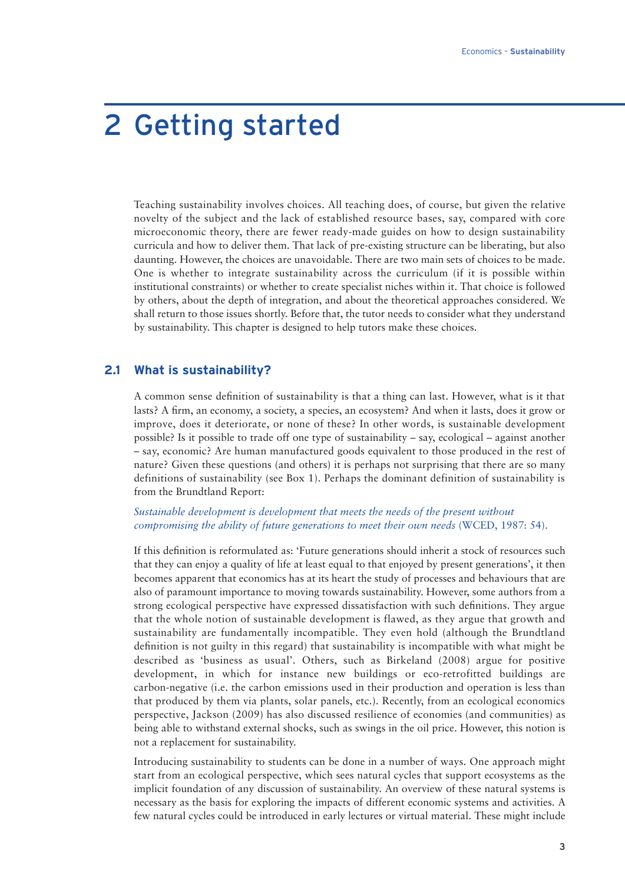# 2 Getting started

Teaching sustainability involves choices. All teaching does, of course, but given the relative novelty of the subject and the lack of established resource bases, say, compared with core microeconomic theory, there are fewer ready-made guides on how to design sustainability curricula and how to deliver them. That lack of pre-existing structure can be liberating, but also daunting. However, the choices are unavoidable. There are two main sets of choices to be made. One is whether to integrate sustainability across the curriculum (if it is possible within institutional constraints) or whether to create specialist niches within it. That choice is followed by others, about the depth of integration, and about the theoretical approaches considered. We shall return to those issues shortly. Before that, the tutor needs to consider what they understand by sustainability. This chapter is designed to help tutors make these choices.

## 2.1 What is sustainability?

A common sense definition of sustainability is that a thing can last. However, what is it that lasts? A firm, an economy, a society, a species, an ecosystem? And when it lasts, does it grow or improve, does it deteriorate, or none of these? In other words, is sustainable development possible? Is it possible to trade off one type of sustainability – say, ecological – against another – say, economic? Are human manufactured goods equivalent to those produced in the rest of nature? Given these questions (and others) it is perhaps not surprising that there are so many definitions of sustainability (see Box 1). Perhaps the dominant definition of sustainability is from the Brundtland Report:

*Sustainable development is development that meets the needs of the present without compromising the ability of future generations to meet their own needs* (WCED, 1987: 54).

If this definition is reformulated as: 'Future generations should inherit a stock of resources such that they can enjoy a quality of life at least equal to that enjoyed by present generations', it then becomes apparent that economics has at its heart the study of processes and behaviours that are also of paramount importance to moving towards sustainability. However, some authors from a strong ecological perspective have expressed dissatisfaction with such definitions. They argue that the whole notion of sustainable development is flawed, as they argue that growth and sustainability are fundamentally incompatible. They even hold (although the Brundtland definition is not guilty in this regard) that sustainability is incompatible with what might be described as 'business as usual'. Others, such as Birkeland (2008) argue for positive development, in which for instance new buildings or eco-retrofitted buildings are carbon-negative (i.e. the carbon emissions used in their production and operation is less than that produced by them via plants, solar panels, etc.). Recently, from an ecological economics perspective, Jackson (2009) has also discussed resilience of economies (and communities) as being able to withstand external shocks, such as swings in the oil price. However, this notion is not a replacement for sustainability.

Introducing sustainability to students can be done in a number of ways. One approach might start from an ecological perspective, which sees natural cycles that support ecosystems as the implicit foundation of any discussion of sustainability. An overview of these natural systems is necessary as the basis for exploring the impacts of different economic systems and activities. A few natural cycles could be introduced in early lectures or virtual material. These might include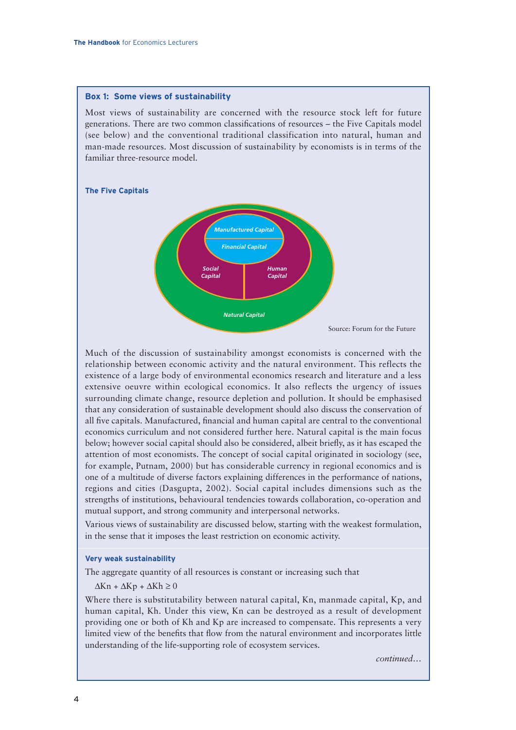### Box 1: Some views of sustainability

Most views of sustainability are concerned with the resource stock left for future generations. There are two common classifications of resources – the Five Capitals model (see below) and the conventional traditional classification into natural, human and man-made resources. Most discussion of sustainability by economists is in terms of the familiar three-resource model.

**The Five Capitals**

Manufactured Capital

Financial Capital

Social Capital

Human Capital

Natural Capital

Source: Forum for the Future

Much of the discussion of sustainability amongst economists is concerned with the relationship between economic activity and the natural environment. This reflects the existence of a large body of environmental economics research and literature and a less extensive oeuvre within ecological economics. It also reflects the urgency of issues surrounding climate change, resource depletion and pollution. It should be emphasised that any consideration of sustainable development should also discuss the conservation of all five capitals. Manufactured, financial and human capital are central to the conventional economics curriculum and not considered further here. Natural capital is the main focus below; however social capital should also be considered, albeit briefly, as it has escaped the attention of most economists. The concept of social capital originated in sociology (see, for example, Putnam, 2000) but has considerable currency in regional economics and is one of a multitude of diverse factors explaining differences in the performance of nations, regions and cities (Dasgupta, 2002). Social capital includes dimensions such as the strengths of institutions, behavioural tendencies towards collaboration, co-operation and mutual support, and strong community and interpersonal networks.

Various views of sustainability are discussed below, starting with the weakest formulation, in the sense that it imposes the least restriction on economic activity.

**Very weak sustainability**

The aggregate quantity of all resources is constant or increasing such that

$$\Delta Kn + \Delta Kp + \Delta Kh \geq 0$$

Where there is substitutability between natural capital, Kn, manmade capital, Kp, and human capital, Kh. Under this view, Kn can be destroyed as a result of development providing one or both of Kh and Kp are increased to compensate. This represents a very limited view of the benefits that flow from the natural environment and incorporates little understanding of the life-supporting role of ecosystem services.

*continued…*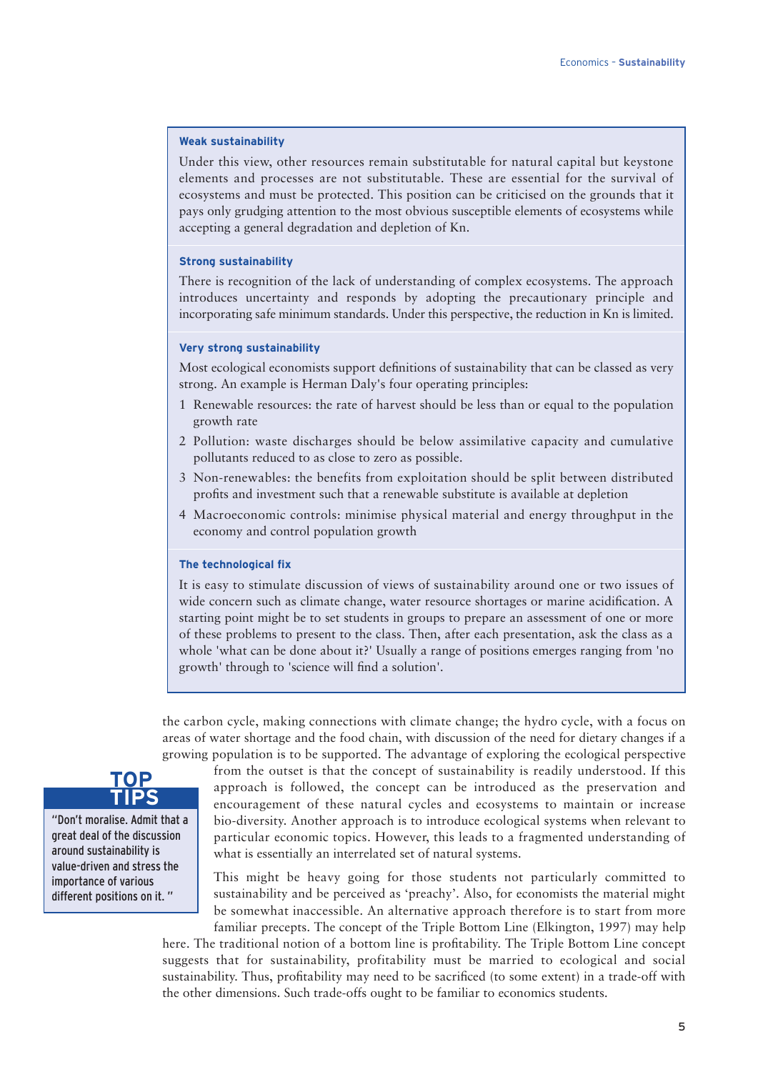#### Weak sustainability

Under this view, other resources remain substitutable for natural capital but keystone elements and processes are not substitutable. These are essential for the survival of ecosystems and must be protected. This position can be criticised on the grounds that it pays only grudging attention to the most obvious susceptible elements of ecosystems while accepting a general degradation and depletion of Kn.

#### Strong sustainability

There is recognition of the lack of understanding of complex ecosystems. The approach introduces uncertainty and responds by adopting the precautionary principle and incorporating safe minimum standards. Under this perspective, the reduction in Kn is limited.

#### Very strong sustainability

Most ecological economists support definitions of sustainability that can be classed as very strong. An example is Herman Daly's four operating principles:

1. Renewable resources: the rate of harvest should be less than or equal to the population growth rate
2. Pollution: waste discharges should be below assimilative capacity and cumulative pollutants reduced to as close to zero as possible.
3. Non-renewables: the benefits from exploitation should be split between distributed profits and investment such that a renewable substitute is available at depletion
4. Macroeconomic controls: minimise physical material and energy throughput in the economy and control population growth

#### The technological fix

It is easy to stimulate discussion of views of sustainability around one or two issues of wide concern such as climate change, water resource shortages or marine acidification. A starting point might be to set students in groups to prepare an assessment of one or more of these problems to present to the class. Then, after each presentation, ask the class as a whole 'what can be done about it?' Usually a range of positions emerges ranging from 'no growth' through to 'science will find a solution'.

the carbon cycle, making connections with climate change; the hydro cycle, with a focus on areas of water shortage and the food chain, with discussion of the need for dietary changes if a growing population is to be supported. The advantage of exploring the ecological perspective from the outset is that the concept of sustainability is readily understood. If this approach is followed, the concept can be introduced as the preservation and encouragement of these natural cycles and ecosystems to maintain or increase bio-diversity. Another approach is to introduce ecological systems when relevant to particular economic topics. However, this leads to a fragmented understanding of what is essentially an interrelated set of natural systems.

> **TOP TIPS**
>
> "Don't moralise. Admit that a great deal of the discussion around sustainability is value-driven and stress the importance of various different positions on it."

This might be heavy going for those students not particularly committed to sustainability and be perceived as 'preachy'. Also, for economists the material might be somewhat inaccessible. An alternative approach therefore is to start from more familiar precepts. The concept of the Triple Bottom Line (Elkington, 1997) may help here. The traditional notion of a bottom line is profitability. The Triple Bottom Line concept suggests that for sustainability, profitability must be married to ecological and social sustainability. Thus, profitability may need to be sacrificed (to some extent) in a trade-off with the other dimensions. Such trade-offs ought to be familiar to economics students.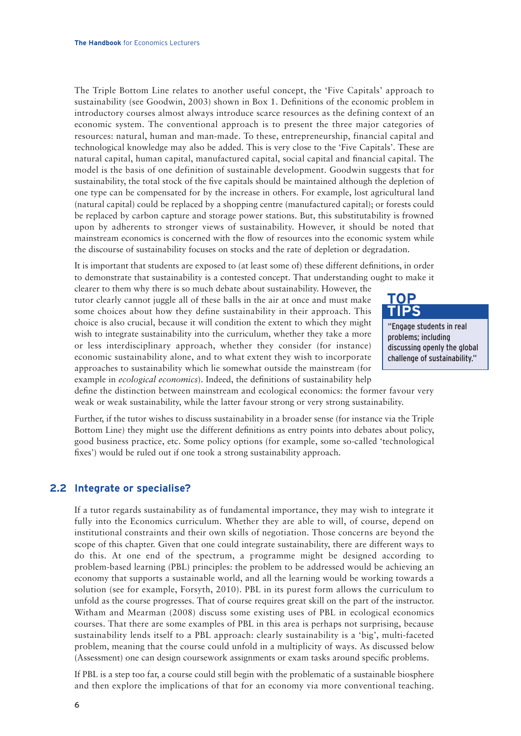The Triple Bottom Line relates to another useful concept, the 'Five Capitals' approach to sustainability (see Goodwin, 2003) shown in Box 1. Definitions of the economic problem in introductory courses almost always introduce scarce resources as the defining context of an economic system. The conventional approach is to present the three major categories of resources: natural, human and man-made. To these, entrepreneurship, financial capital and technological knowledge may also be added. This is very close to the 'Five Capitals'. These are natural capital, human capital, manufactured capital, social capital and financial capital. The model is the basis of one definition of sustainable development. Goodwin suggests that for sustainability, the total stock of the five capitals should be maintained although the depletion of one type can be compensated for by the increase in others. For example, lost agricultural land (natural capital) could be replaced by a shopping centre (manufactured capital); or forests could be replaced by carbon capture and storage power stations. But, this substitutability is frowned upon by adherents to stronger views of sustainability. However, it should be noted that mainstream economics is concerned with the flow of resources into the economic system while the discourse of sustainability focuses on stocks and the rate of depletion or degradation.

It is important that students are exposed to (at least some of) these different definitions, in order to demonstrate that sustainability is a contested concept. That understanding ought to make it clearer to them why there is so much debate about sustainability. However, the tutor clearly cannot juggle all of these balls in the air at once and must make some choices about how they define sustainability in their approach. This choice is also crucial, because it will condition the extent to which they might wish to integrate sustainability into the curriculum, whether they take a more or less interdisciplinary approach, whether they consider (for instance) economic sustainability alone, and to what extent they wish to incorporate approaches to sustainability which lie somewhat outside the mainstream (for example in *ecological economics*). Indeed, the definitions of sustainability help define the distinction between mainstream and ecological economics: the former favour very weak or weak sustainability, while the latter favour strong or very strong sustainability.

> **TOP TIPS**
>
> "Engage students in real problems; including discussing openly the global challenge of sustainability."

Further, if the tutor wishes to discuss sustainability in a broader sense (for instance via the Triple Bottom Line) they might use the different definitions as entry points into debates about policy, good business practice, etc. Some policy options (for example, some so-called 'technological fixes') would be ruled out if one took a strong sustainability approach.

## 2.2 Integrate or specialise?

If a tutor regards sustainability as of fundamental importance, they may wish to integrate it fully into the Economics curriculum. Whether they are able to will, of course, depend on institutional constraints and their own skills of negotiation. Those concerns are beyond the scope of this chapter. Given that one could integrate sustainability, there are different ways to do this. At one end of the spectrum, a programme might be designed according to problem-based learning (PBL) principles: the problem to be addressed would be achieving an economy that supports a sustainable world, and all the learning would be working towards a solution (see for example, Forsyth, 2010). PBL in its purest form allows the curriculum to unfold as the course progresses. That of course requires great skill on the part of the instructor. Witham and Mearman (2008) discuss some existing uses of PBL in ecological economics courses. That there are some examples of PBL in this area is perhaps not surprising, because sustainability lends itself to a PBL approach: clearly sustainability is a 'big', multi-faceted problem, meaning that the course could unfold in a multiplicity of ways. As discussed below (Assessment) one can design coursework assignments or exam tasks around specific problems.

If PBL is a step too far, a course could still begin with the problematic of a sustainable biosphere and then explore the implications of that for an economy via more conventional teaching.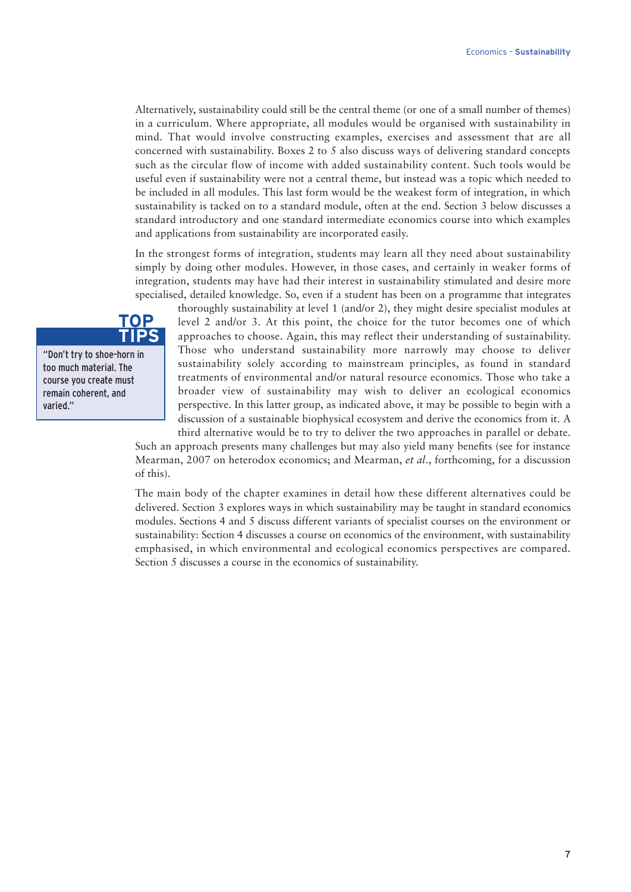Alternatively, sustainability could still be the central theme (or one of a small number of themes) in a curriculum. Where appropriate, all modules would be organised with sustainability in mind. That would involve constructing examples, exercises and assessment that are all concerned with sustainability. Boxes 2 to 5 also discuss ways of delivering standard concepts such as the circular flow of income with added sustainability content. Such tools would be useful even if sustainability were not a central theme, but instead was a topic which needed to be included in all modules. This last form would be the weakest form of integration, in which sustainability is tacked on to a standard module, often at the end. Section 3 below discusses a standard introductory and one standard intermediate economics course into which examples and applications from sustainability are incorporated easily.

In the strongest forms of integration, students may learn all they need about sustainability simply by doing other modules. However, in those cases, and certainly in weaker forms of integration, students may have had their interest in sustainability stimulated and desire more specialised, detailed knowledge. So, even if a student has been on a programme that integrates thoroughly sustainability at level 1 (and/or 2), they might desire specialist modules at level 2 and/or 3. At this point, the choice for the tutor becomes one of which approaches to choose. Again, this may reflect their understanding of sustainability. Those who understand sustainability more narrowly may choose to deliver sustainability solely according to mainstream principles, as found in standard treatments of environmental and/or natural resource economics. Those who take a broader view of sustainability may wish to deliver an ecological economics perspective. In this latter group, as indicated above, it may be possible to begin with a discussion of a sustainable biophysical ecosystem and derive the economics from it. A third alternative would be to try to deliver the two approaches in parallel or debate. Such an approach presents many challenges but may also yield many benefits (see for instance Mearman, 2007 on heterodox economics; and Mearman, *et al*., forthcoming, for a discussion of this).

> **TOP TIPS**
>
> "Don't try to shoe-horn in too much material. The course you create must remain coherent, and varied."

The main body of the chapter examines in detail how these different alternatives could be delivered. Section 3 explores ways in which sustainability may be taught in standard economics modules. Sections 4 and 5 discuss different variants of specialist courses on the environment or sustainability: Section 4 discusses a course on economics of the environment, with sustainability emphasised, in which environmental and ecological economics perspectives are compared. Section 5 discusses a course in the economics of sustainability.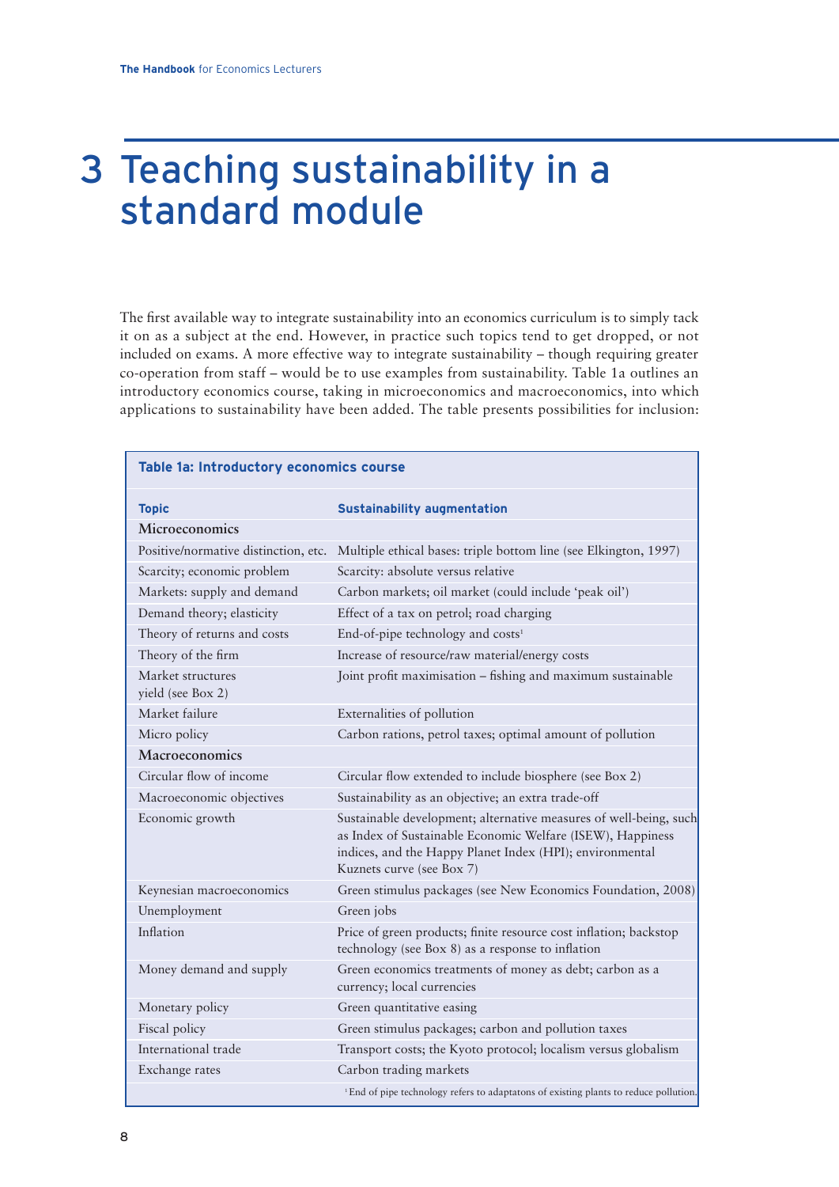# 3 Teaching sustainability in a standard module

The first available way to integrate sustainability into an economics curriculum is to simply tack it on as a subject at the end. However, in practice such topics tend to get dropped, or not included on exams. A more effective way to integrate sustainability – though requiring greater co-operation from staff – would be to use examples from sustainability. Table 1a outlines an introductory economics course, taking in microeconomics and macroeconomics, into which applications to sustainability have been added. The table presents possibilities for inclusion:

**Table 1a: Introductory economics course**

| Topic | Sustainability augmentation |
|---|---|
| **Microeconomics** | |
| Positive/normative distinction, etc. | Multiple ethical bases: triple bottom line (see Elkington, 1997) |
| Scarcity; economic problem | Scarcity: absolute versus relative |
| Markets: supply and demand | Carbon markets; oil market (could include 'peak oil') |
| Demand theory; elasticity | Effect of a tax on petrol; road charging |
| Theory of returns and costs | End-of-pipe technology and costs[1] |
| Theory of the firm | Increase of resource/raw material/energy costs |
| Market structures | Joint profit maximisation – fishing and maximum sustainable yield (see Box 2) |
| Market failure | Externalities of pollution |
| Micro policy | Carbon rations, petrol taxes; optimal amount of pollution |
| **Macroeconomics** | |
| Circular flow of income | Circular flow extended to include biosphere (see Box 2) |
| Macroeconomic objectives | Sustainability as an objective; an extra trade-off |
| Economic growth | Sustainable development; alternative measures of well-being, such as Index of Sustainable Economic Welfare (ISEW), Happiness indices, and the Happy Planet Index (HPI); environmental Kuznets curve (see Box 7) |
| Keynesian macroeconomics | Green stimulus packages (see New Economics Foundation, 2008) |
| Unemployment | Green jobs |
| Inflation | Price of green products; finite resource cost inflation; backstop technology (see Box 8) as a response to inflation |
| Money demand and supply | Green economics treatments of money as debt; carbon as a currency; local currencies |
| Monetary policy | Green quantitative easing |
| Fiscal policy | Green stimulus packages; carbon and pollution taxes |
| International trade | Transport costs; the Kyoto protocol; localism versus globalism |
| Exchange rates | Carbon trading markets |

[1] End of pipe technology refers to adaptatons of existing plants to reduce pollution.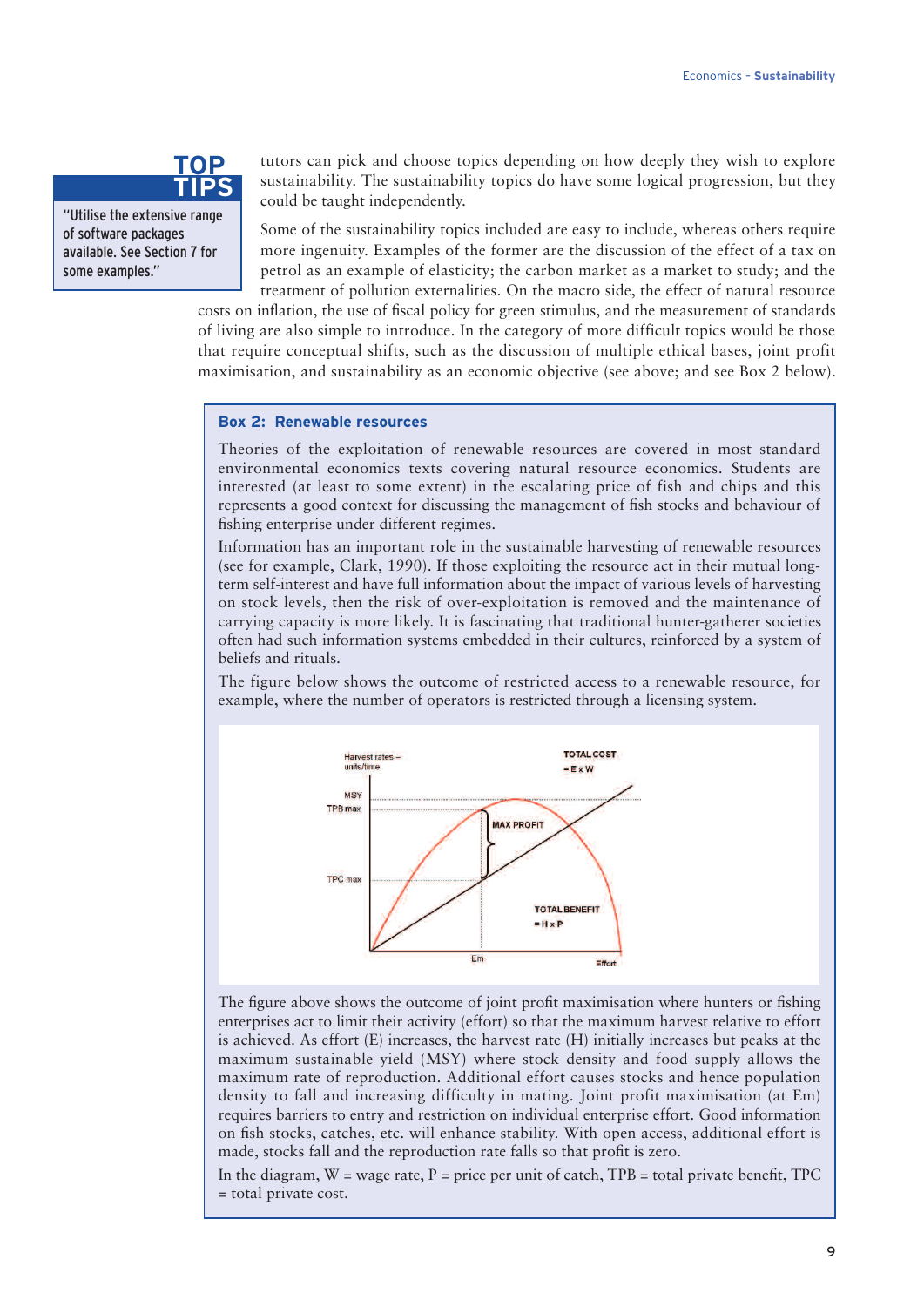**TOP TIPS**

"Utilise the extensive range of software packages available. See Section 7 for some examples."

tutors can pick and choose topics depending on how deeply they wish to explore sustainability. The sustainability topics do have some logical progression, but they could be taught independently.

Some of the sustainability topics included are easy to include, whereas others require more ingenuity. Examples of the former are the discussion of the effect of a tax on petrol as an example of elasticity; the carbon market as a market to study; and the treatment of pollution externalities. On the macro side, the effect of natural resource costs on inflation, the use of fiscal policy for green stimulus, and the measurement of standards of living are also simple to introduce. In the category of more difficult topics would be those that require conceptual shifts, such as the discussion of multiple ethical bases, joint profit maximisation, and sustainability as an economic objective (see above; and see Box 2 below).

### Box 2: Renewable resources

Theories of the exploitation of renewable resources are covered in most standard environmental economics texts covering natural resource economics. Students are interested (at least to some extent) in the escalating price of fish and chips and this represents a good context for discussing the management of fish stocks and behaviour of fishing enterprise under different regimes.

Information has an important role in the sustainable harvesting of renewable resources (see for example, Clark, 1990). If those exploiting the resource act in their mutual long-term self-interest and have full information about the impact of various levels of harvesting on stock levels, then the risk of over-exploitation is removed and the maintenance of carrying capacity is more likely. It is fascinating that traditional hunter-gatherer societies often had such information systems embedded in their cultures, reinforced by a system of beliefs and rituals.

The figure below shows the outcome of restricted access to a renewable resource, for example, where the number of operators is restricted through a licensing system.

The figure above shows the outcome of joint profit maximisation where hunters or fishing enterprises act to limit their activity (effort) so that the maximum harvest relative to effort is achieved. As effort (E) increases, the harvest rate (H) initially increases but peaks at the maximum sustainable yield (MSY) where stock density and food supply allows the maximum rate of reproduction. Additional effort causes stocks and hence population density to fall and increasing difficulty in mating. Joint profit maximisation (at Em) requires barriers to entry and restriction on individual enterprise effort. Good information on fish stocks, catches, etc. will enhance stability. With open access, additional effort is made, stocks fall and the reproduction rate falls so that profit is zero.

In the diagram, W = wage rate, P = price per unit of catch, TPB = total private benefit, TPC = total private cost.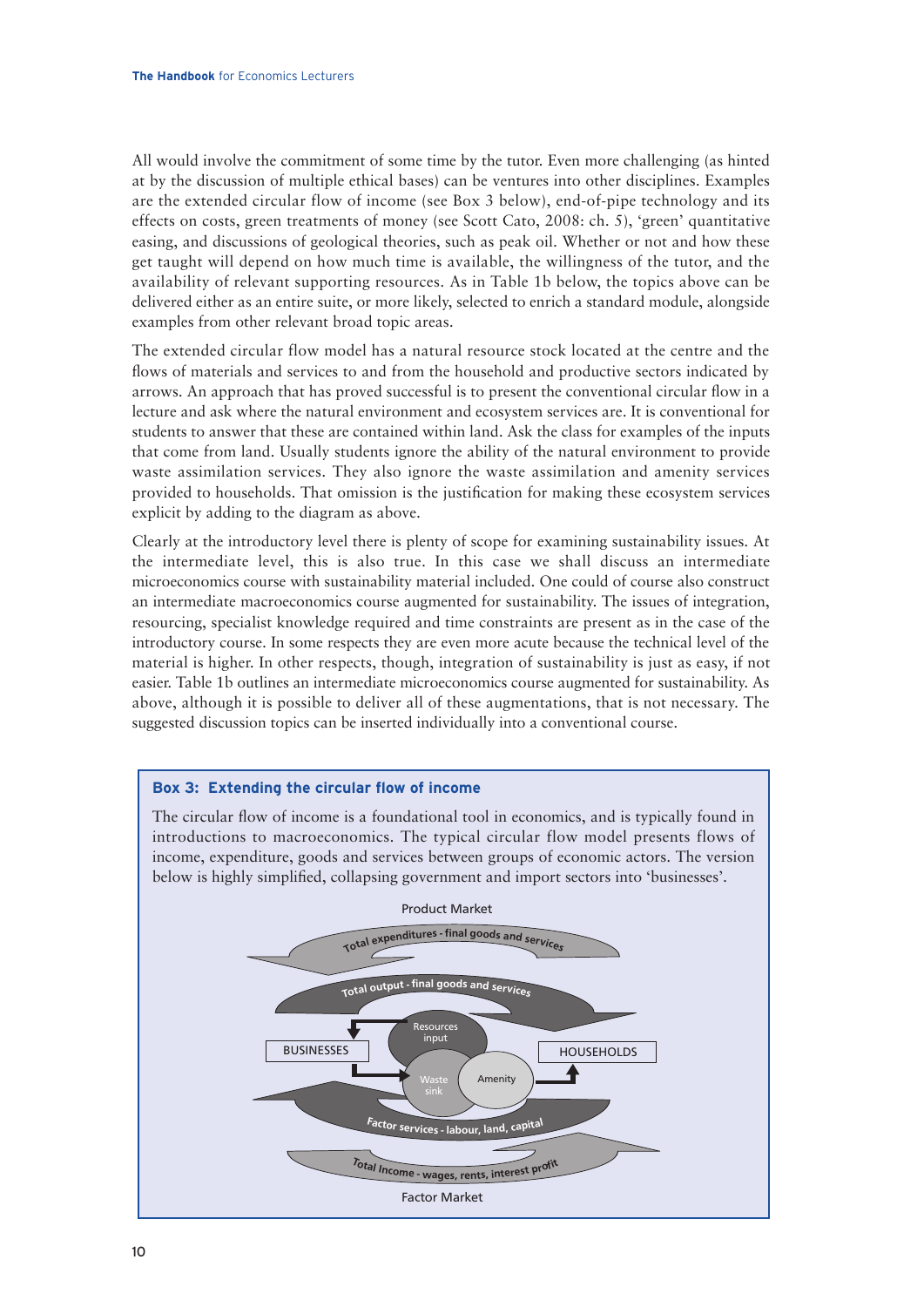All would involve the commitment of some time by the tutor. Even more challenging (as hinted at by the discussion of multiple ethical bases) can be ventures into other disciplines. Examples are the extended circular flow of income (see Box 3 below), end-of-pipe technology and its effects on costs, green treatments of money (see Scott Cato, 2008: ch. 5), 'green' quantitative easing, and discussions of geological theories, such as peak oil. Whether or not and how these get taught will depend on how much time is available, the willingness of the tutor, and the availability of relevant supporting resources. As in Table 1b below, the topics above can be delivered either as an entire suite, or more likely, selected to enrich a standard module, alongside examples from other relevant broad topic areas.

The extended circular flow model has a natural resource stock located at the centre and the flows of materials and services to and from the household and productive sectors indicated by arrows. An approach that has proved successful is to present the conventional circular flow in a lecture and ask where the natural environment and ecosystem services are. It is conventional for students to answer that these are contained within land. Ask the class for examples of the inputs that come from land. Usually students ignore the ability of the natural environment to provide waste assimilation services. They also ignore the waste assimilation and amenity services provided to households. That omission is the justification for making these ecosystem services explicit by adding to the diagram as above.

Clearly at the introductory level there is plenty of scope for examining sustainability issues. At the intermediate level, this is also true. In this case we shall discuss an intermediate microeconomics course with sustainability material included. One could of course also construct an intermediate macroeconomics course augmented for sustainability. The issues of integration, resourcing, specialist knowledge required and time constraints are present as in the case of the introductory course. In some respects they are even more acute because the technical level of the material is higher. In other respects, though, integration of sustainability is just as easy, if not easier. Table 1b outlines an intermediate microeconomics course augmented for sustainability. As above, although it is possible to deliver all of these augmentations, that is not necessary. The suggested discussion topics can be inserted individually into a conventional course.

**Box 3: Extending the circular flow of income**

The circular flow of income is a foundational tool in economics, and is typically found in introductions to macroeconomics. The typical circular flow model presents flows of income, expenditure, goods and services between groups of economic actors. The version below is highly simplified, collapsing government and import sectors into 'businesses'.

Product Market

Total expenditures - final goods and services

Total output - final goods and services

BUSINESSES

Resources input

Waste sink

Amenity

HOUSEHOLDS

Factor services - labour, land, capital

Total Income - wages, rents, interest profit

Factor Market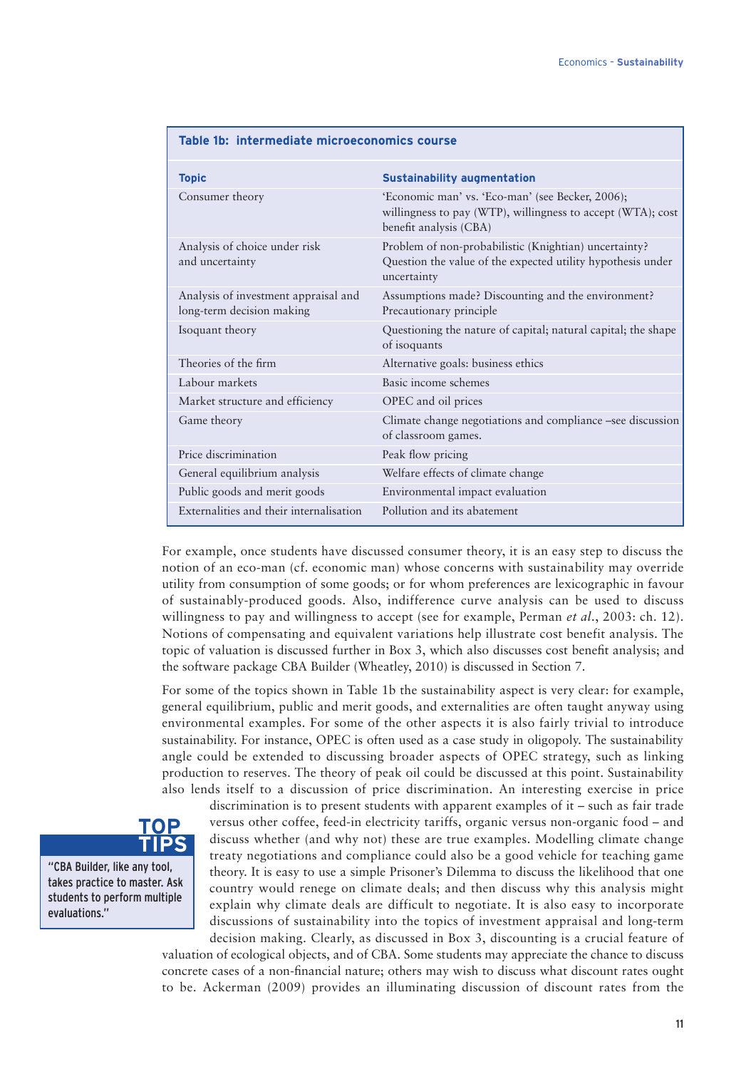**Table 1b: intermediate microeconomics course**

| Topic | Sustainability augmentation |
|---|---|
| Consumer theory | 'Economic man' vs. 'Eco-man' (see Becker, 2006); willingness to pay (WTP), willingness to accept (WTA); cost benefit analysis (CBA) |
| Analysis of choice under risk and uncertainty | Problem of non-probabilistic (Knightian) uncertainty? Question the value of the expected utility hypothesis under uncertainty |
| Analysis of investment appraisal and long-term decision making | Assumptions made? Discounting and the environment? Precautionary principle |
| Isoquant theory | Questioning the nature of capital; natural capital; the shape of isoquants |
| Theories of the firm | Alternative goals: business ethics |
| Labour markets | Basic income schemes |
| Market structure and efficiency | OPEC and oil prices |
| Game theory | Climate change negotiations and compliance –see discussion of classroom games. |
| Price discrimination | Peak flow pricing |
| General equilibrium analysis | Welfare effects of climate change |
| Public goods and merit goods | Environmental impact evaluation |
| Externalities and their internalisation | Pollution and its abatement |

For example, once students have discussed consumer theory, it is an easy step to discuss the notion of an eco-man (cf. economic man) whose concerns with sustainability may override utility from consumption of some goods; or for whom preferences are lexicographic in favour of sustainably-produced goods. Also, indifference curve analysis can be used to discuss willingness to pay and willingness to accept (see for example, Perman *et al.*, 2003: ch. 12). Notions of compensating and equivalent variations help illustrate cost benefit analysis. The topic of valuation is discussed further in Box 3, which also discusses cost benefit analysis; and the software package CBA Builder (Wheatley, 2010) is discussed in Section 7.

For some of the topics shown in Table 1b the sustainability aspect is very clear: for example, general equilibrium, public and merit goods, and externalities are often taught anyway using environmental examples. For some of the other aspects it is also fairly trivial to introduce sustainability. For instance, OPEC is often used as a case study in oligopoly. The sustainability angle could be extended to discussing broader aspects of OPEC strategy, such as linking production to reserves. The theory of peak oil could be discussed at this point. Sustainability also lends itself to a discussion of price discrimination. An interesting exercise in price discrimination is to present students with apparent examples of it – such as fair trade versus other coffee, feed-in electricity tariffs, organic versus non-organic food – and discuss whether (and why not) these are true examples. Modelling climate change treaty negotiations and compliance could also be a good vehicle for teaching game theory. It is easy to use a simple Prisoner's Dilemma to discuss the likelihood that one country would renege on climate deals; and then discuss why this analysis might explain why climate deals are difficult to negotiate. It is also easy to incorporate discussions of sustainability into the topics of investment appraisal and long-term decision making. Clearly, as discussed in Box 3, discounting is a crucial feature of valuation of ecological objects, and of CBA. Some students may appreciate the chance to discuss concrete cases of a non-financial nature; others may wish to discuss what discount rates ought to be. Ackerman (2009) provides an illuminating discussion of discount rates from the

**TOP TIPS**

"CBA Builder, like any tool, takes practice to master. Ask students to perform multiple evaluations."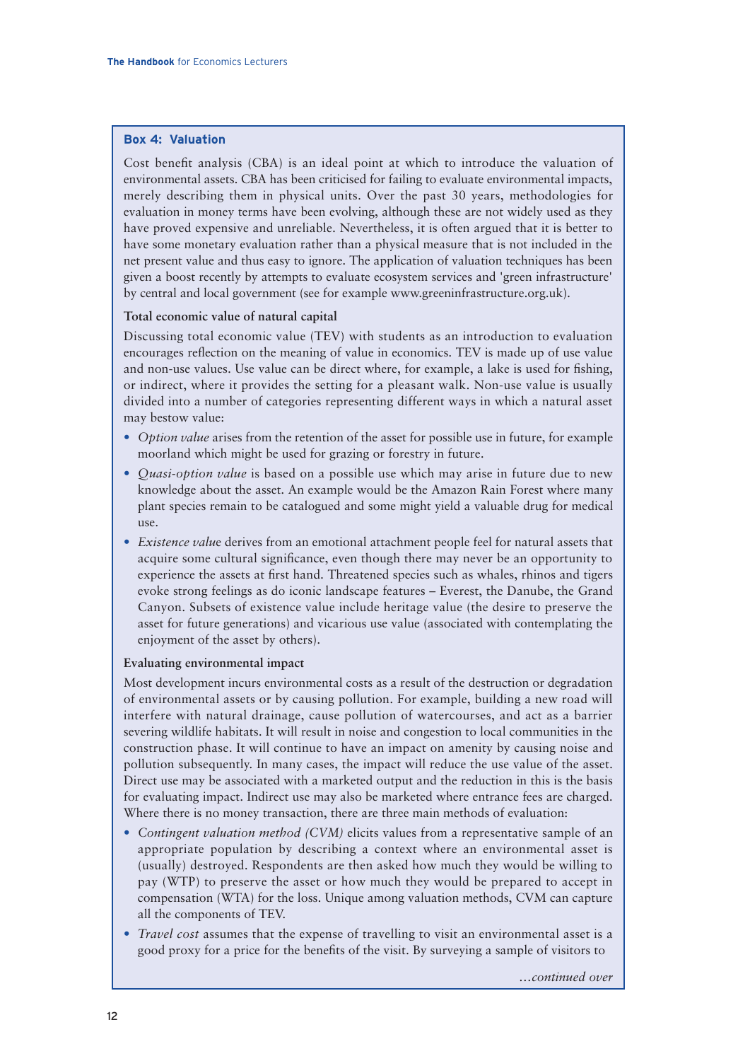### Box 4: Valuation

Cost benefit analysis (CBA) is an ideal point at which to introduce the valuation of environmental assets. CBA has been criticised for failing to evaluate environmental impacts, merely describing them in physical units. Over the past 30 years, methodologies for evaluation in money terms have been evolving, although these are not widely used as they have proved expensive and unreliable. Nevertheless, it is often argued that it is better to have some monetary evaluation rather than a physical measure that is not included in the net present value and thus easy to ignore. The application of valuation techniques has been given a boost recently by attempts to evaluate ecosystem services and 'green infrastructure' by central and local government (see for example www.greeninfrastructure.org.uk).

**Total economic value of natural capital**

Discussing total economic value (TEV) with students as an introduction to evaluation encourages reflection on the meaning of value in economics. TEV is made up of use value and non-use values. Use value can be direct where, for example, a lake is used for fishing, or indirect, where it provides the setting for a pleasant walk. Non-use value is usually divided into a number of categories representing different ways in which a natural asset may bestow value:

- *Option value* arises from the retention of the asset for possible use in future, for example moorland which might be used for grazing or forestry in future.
- *Quasi-option value* is based on a possible use which may arise in future due to new knowledge about the asset. An example would be the Amazon Rain Forest where many plant species remain to be catalogued and some might yield a valuable drug for medical use.
- *Existence value* derives from an emotional attachment people feel for natural assets that acquire some cultural significance, even though there may never be an opportunity to experience the assets at first hand. Threatened species such as whales, rhinos and tigers evoke strong feelings as do iconic landscape features – Everest, the Danube, the Grand Canyon. Subsets of existence value include heritage value (the desire to preserve the asset for future generations) and vicarious use value (associated with contemplating the enjoyment of the asset by others).

**Evaluating environmental impact**

Most development incurs environmental costs as a result of the destruction or degradation of environmental assets or by causing pollution. For example, building a new road will interfere with natural drainage, cause pollution of watercourses, and act as a barrier severing wildlife habitats. It will result in noise and congestion to local communities in the construction phase. It will continue to have an impact on amenity by causing noise and pollution subsequently. In many cases, the impact will reduce the use value of the asset. Direct use may be associated with a marketed output and the reduction in this is the basis for evaluating impact. Indirect use may also be marketed where entrance fees are charged. Where there is no money transaction, there are three main methods of evaluation:

- *Contingent valuation method (CVM)* elicits values from a representative sample of an appropriate population by describing a context where an environmental asset is (usually) destroyed. Respondents are then asked how much they would be willing to pay (WTP) to preserve the asset or how much they would be prepared to accept in compensation (WTA) for the loss. Unique among valuation methods, CVM can capture all the components of TEV.
- *Travel cost* assumes that the expense of travelling to visit an environmental asset is a good proxy for a price for the benefits of the visit. By surveying a sample of visitors to

*...continued over*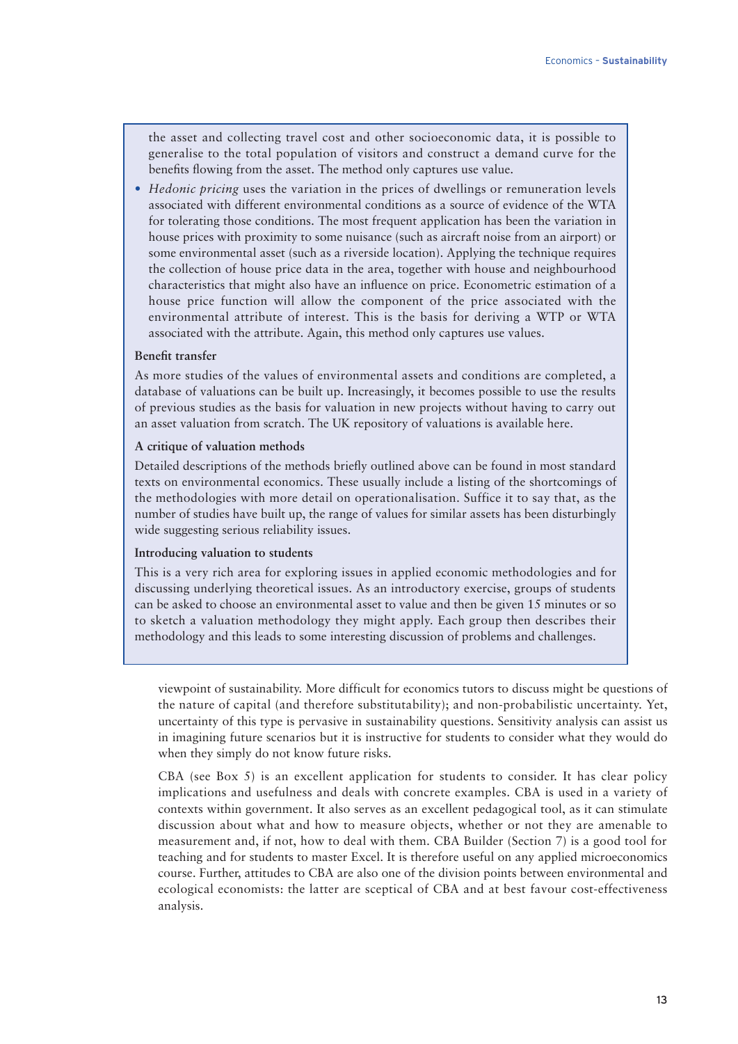the asset and collecting travel cost and other socioeconomic data, it is possible to generalise to the total population of visitors and construct a demand curve for the benefits flowing from the asset. The method only captures use value.

- *Hedonic pricing* uses the variation in the prices of dwellings or remuneration levels associated with different environmental conditions as a source of evidence of the WTA for tolerating those conditions. The most frequent application has been the variation in house prices with proximity to some nuisance (such as aircraft noise from an airport) or some environmental asset (such as a riverside location). Applying the technique requires the collection of house price data in the area, together with house and neighbourhood characteristics that might also have an influence on price. Econometric estimation of a house price function will allow the component of the price associated with the environmental attribute of interest. This is the basis for deriving a WTP or WTA associated with the attribute. Again, this method only captures use values.

**Benefit transfer**

As more studies of the values of environmental assets and conditions are completed, a database of valuations can be built up. Increasingly, it becomes possible to use the results of previous studies as the basis for valuation in new projects without having to carry out an asset valuation from scratch. The UK repository of valuations is available here.

**A critique of valuation methods**

Detailed descriptions of the methods briefly outlined above can be found in most standard texts on environmental economics. These usually include a listing of the shortcomings of the methodologies with more detail on operationalisation. Suffice it to say that, as the number of studies have built up, the range of values for similar assets has been disturbingly wide suggesting serious reliability issues.

**Introducing valuation to students**

This is a very rich area for exploring issues in applied economic methodologies and for discussing underlying theoretical issues. As an introductory exercise, groups of students can be asked to choose an environmental asset to value and then be given 15 minutes or so to sketch a valuation methodology they might apply. Each group then describes their methodology and this leads to some interesting discussion of problems and challenges.

viewpoint of sustainability. More difficult for economics tutors to discuss might be questions of the nature of capital (and therefore substitutability); and non-probabilistic uncertainty. Yet, uncertainty of this type is pervasive in sustainability questions. Sensitivity analysis can assist us in imagining future scenarios but it is instructive for students to consider what they would do when they simply do not know future risks.

CBA (see Box 5) is an excellent application for students to consider. It has clear policy implications and usefulness and deals with concrete examples. CBA is used in a variety of contexts within government. It also serves as an excellent pedagogical tool, as it can stimulate discussion about what and how to measure objects, whether or not they are amenable to measurement and, if not, how to deal with them. CBA Builder (Section 7) is a good tool for teaching and for students to master Excel. It is therefore useful on any applied microeconomics course. Further, attitudes to CBA are also one of the division points between environmental and ecological economists: the latter are sceptical of CBA and at best favour cost-effectiveness analysis.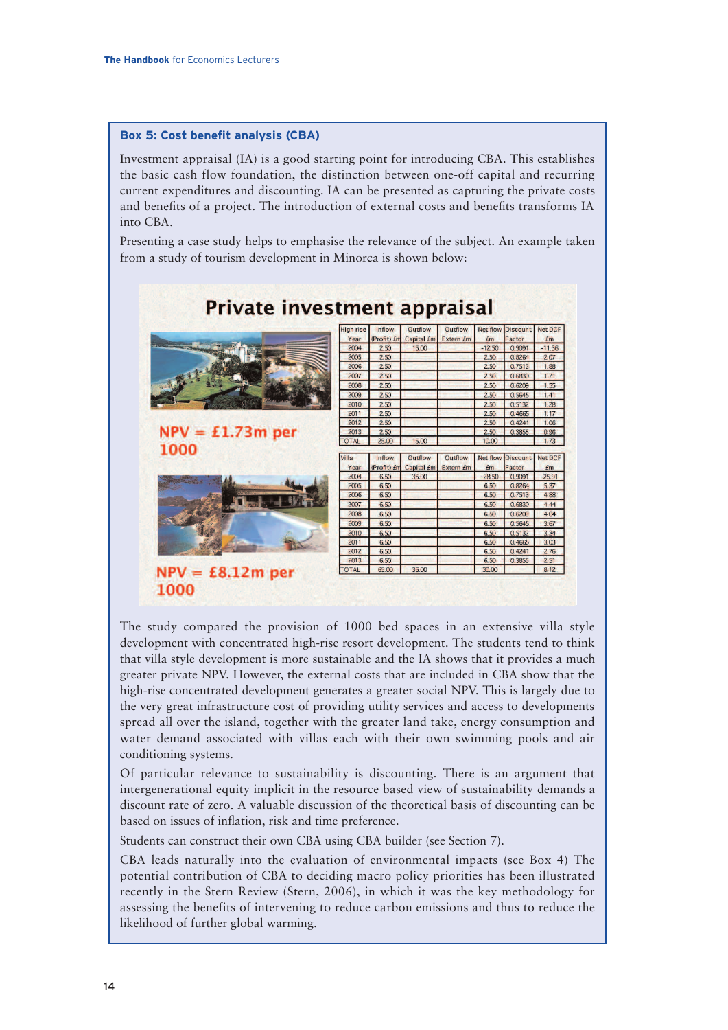## Box 5: Cost benefit analysis (CBA)

Investment appraisal (IA) is a good starting point for introducing CBA. This establishes the basic cash flow foundation, the distinction between one-off capital and recurring current expenditures and discounting. IA can be presented as capturing the private costs and benefits of a project. The introduction of external costs and benefits transforms IA into CBA.

Presenting a case study helps to emphasise the relevance of the subject. An example taken from a study of tourism development in Minorca is shown below:

### Private investment appraisal

NPV = £1.73m per 1000

| High rise Year | Inflow (Profit) £m | Outflow Capital £m | Outflow Extern £m | Net flow £m | Discount Factor | Net DCF £m |
|---|---|---|---|---|---|---|
| 2004 | 2.50 | 15.00 | | -12.50 | 0.9091 | -11.36 |
| 2005 | 2.50 | | | 2.50 | 0.8264 | 2.07 |
| 2006 | 2.50 | | | 2.50 | 0.7513 | 1.88 |
| 2007 | 2.50 | | | 2.50 | 0.6830 | 1.71 |
| 2008 | 2.50 | | | 2.50 | 0.6209 | 1.55 |
| 2009 | 2.50 | | | 2.50 | 0.5645 | 1.41 |
| 2010 | 2.50 | | | 2.50 | 0.5132 | 1.28 |
| 2011 | 2.50 | | | 2.50 | 0.4665 | 1.17 |
| 2012 | 2.50 | | | 2.50 | 0.4241 | 1.06 |
| 2013 | 2.50 | | | 2.50 | 0.3855 | 0.96 |
| TOTAL | 25.00 | 15.00 | | 10.00 | | 1.73 |

NPV = £8.12m per 1000

| Villa Year | Inflow (Profit) £m | Outflow Capital £m | Outflow Extern £m | Net flow £m | Discount Factor | Net DCF £m |
|---|---|---|---|---|---|---|
| 2004 | 6.50 | 35.00 | | -28.50 | 0.9091 | -25.91 |
| 2005 | 6.50 | | | 6.50 | 0.8264 | 5.37 |
| 2006 | 6.50 | | | 6.50 | 0.7513 | 4.88 |
| 2007 | 6.50 | | | 6.50 | 0.6830 | 4.44 |
| 2008 | 6.50 | | | 6.50 | 0.6209 | 4.04 |
| 2009 | 6.50 | | | 6.50 | 0.5645 | 3.67 |
| 2010 | 6.50 | | | 6.50 | 0.5132 | 3.34 |
| 2011 | 6.50 | | | 6.50 | 0.4665 | 3.03 |
| 2012 | 6.50 | | | 6.50 | 0.4241 | 2.76 |
| 2013 | 6.50 | | | 6.50 | 0.3855 | 2.51 |
| TOTAL | 65.00 | 35.00 | | 30.00 | | 8.12 |

The study compared the provision of 1000 bed spaces in an extensive villa style development with concentrated high-rise resort development. The students tend to think that villa style development is more sustainable and the IA shows that it provides a much greater private NPV. However, the external costs that are included in CBA show that the high-rise concentrated development generates a greater social NPV. This is largely due to the very great infrastructure cost of providing utility services and access to developments spread all over the island, together with the greater land take, energy consumption and water demand associated with villas each with their own swimming pools and air conditioning systems.

Of particular relevance to sustainability is discounting. There is an argument that intergenerational equity implicit in the resource based view of sustainability demands a discount rate of zero. A valuable discussion of the theoretical basis of discounting can be based on issues of inflation, risk and time preference.

Students can construct their own CBA using CBA builder (see Section 7).

CBA leads naturally into the evaluation of environmental impacts (see Box 4) The potential contribution of CBA to deciding macro policy priorities has been illustrated recently in the Stern Review (Stern, 2006), in which it was the key methodology for assessing the benefits of intervening to reduce carbon emissions and thus to reduce the likelihood of further global warming.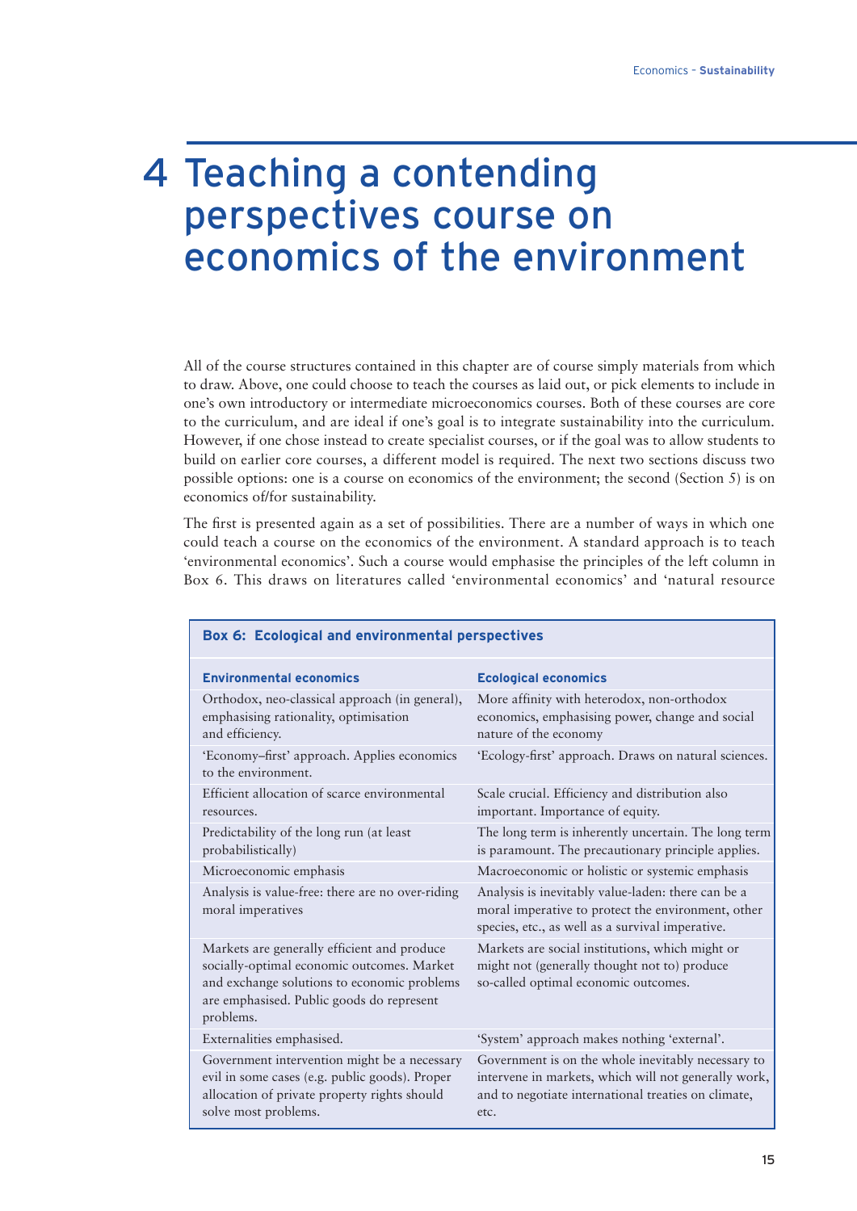# 4 Teaching a contending perspectives course on economics of the environment

All of the course structures contained in this chapter are of course simply materials from which to draw. Above, one could choose to teach the courses as laid out, or pick elements to include in one's own introductory or intermediate microeconomics courses. Both of these courses are core to the curriculum, and are ideal if one's goal is to integrate sustainability into the curriculum. However, if one chose instead to create specialist courses, or if the goal was to allow students to build on earlier core courses, a different model is required. The next two sections discuss two possible options: one is a course on economics of the environment; the second (Section 5) is on economics of/for sustainability.

The first is presented again as a set of possibilities. There are a number of ways in which one could teach a course on the economics of the environment. A standard approach is to teach 'environmental economics'. Such a course would emphasise the principles of the left column in Box 6. This draws on literatures called 'environmental economics' and 'natural resource

**Box 6: Ecological and environmental perspectives**

| Environmental economics | Ecological economics |
|---|---|
| Orthodox, neo-classical approach (in general), emphasising rationality, optimisation and efficiency. | More affinity with heterodox, non-orthodox economics, emphasising power, change and social nature of the economy |
| 'Economy–first' approach. Applies economics to the environment. | 'Ecology-first' approach. Draws on natural sciences. |
| Efficient allocation of scarce environmental resources. | Scale crucial. Efficiency and distribution also important. Importance of equity. |
| Predictability of the long run (at least probabilistically) | The long term is inherently uncertain. The long term is paramount. The precautionary principle applies. |
| Microeconomic emphasis | Macroeconomic or holistic or systemic emphasis |
| Analysis is value-free: there are no over-riding moral imperatives | Analysis is inevitably value-laden: there can be a moral imperative to protect the environment, other species, etc., as well as a survival imperative. |
| Markets are generally efficient and produce socially-optimal economic outcomes. Market and exchange solutions to economic problems are emphasised. Public goods do represent problems. | Markets are social institutions, which might or might not (generally thought not to) produce so-called optimal economic outcomes. |
| Externalities emphasised. | 'System' approach makes nothing 'external'. |
| Government intervention might be a necessary evil in some cases (e.g. public goods). Proper allocation of private property rights should solve most problems. | Government is on the whole inevitably necessary to intervene in markets, which will not generally work, and to negotiate international treaties on climate, etc. |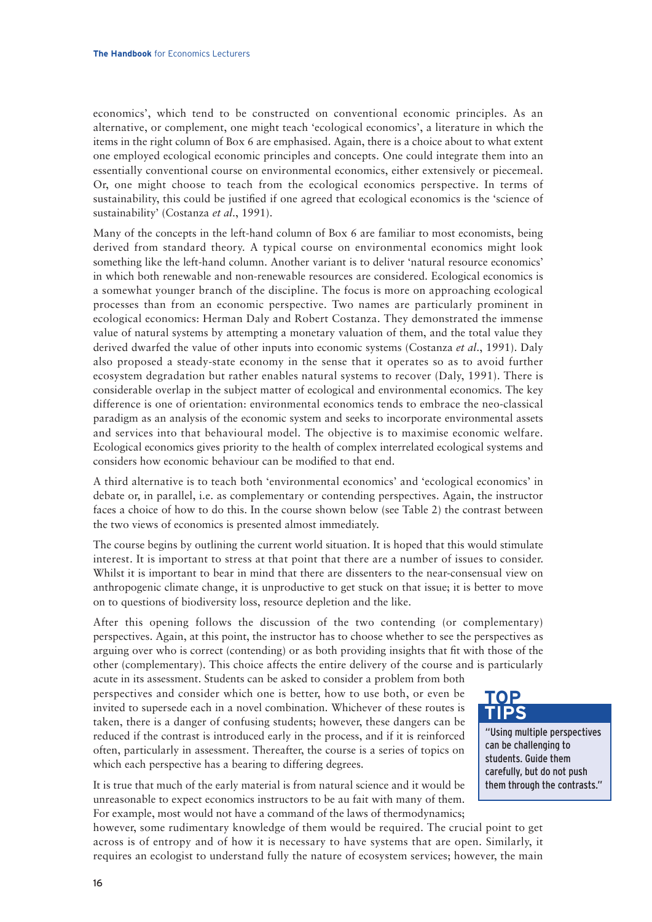economics', which tend to be constructed on conventional economic principles. As an alternative, or complement, one might teach 'ecological economics', a literature in which the items in the right column of Box 6 are emphasised. Again, there is a choice about to what extent one employed ecological economic principles and concepts. One could integrate them into an essentially conventional course on environmental economics, either extensively or piecemeal. Or, one might choose to teach from the ecological economics perspective. In terms of sustainability, this could be justified if one agreed that ecological economics is the 'science of sustainability' (Costanza *et al*., 1991).

Many of the concepts in the left-hand column of Box 6 are familiar to most economists, being derived from standard theory. A typical course on environmental economics might look something like the left-hand column. Another variant is to deliver 'natural resource economics' in which both renewable and non-renewable resources are considered. Ecological economics is a somewhat younger branch of the discipline. The focus is more on approaching ecological processes than from an economic perspective. Two names are particularly prominent in ecological economics: Herman Daly and Robert Costanza. They demonstrated the immense value of natural systems by attempting a monetary valuation of them, and the total value they derived dwarfed the value of other inputs into economic systems (Costanza *et al*., 1991). Daly also proposed a steady-state economy in the sense that it operates so as to avoid further ecosystem degradation but rather enables natural systems to recover (Daly, 1991). There is considerable overlap in the subject matter of ecological and environmental economics. The key difference is one of orientation: environmental economics tends to embrace the neo-classical paradigm as an analysis of the economic system and seeks to incorporate environmental assets and services into that behavioural model. The objective is to maximise economic welfare. Ecological economics gives priority to the health of complex interrelated ecological systems and considers how economic behaviour can be modified to that end.

A third alternative is to teach both 'environmental economics' and 'ecological economics' in debate or, in parallel, i.e. as complementary or contending perspectives. Again, the instructor faces a choice of how to do this. In the course shown below (see Table 2) the contrast between the two views of economics is presented almost immediately.

The course begins by outlining the current world situation. It is hoped that this would stimulate interest. It is important to stress at that point that there are a number of issues to consider. Whilst it is important to bear in mind that there are dissenters to the near-consensual view on anthropogenic climate change, it is unproductive to get stuck on that issue; it is better to move on to questions of biodiversity loss, resource depletion and the like.

After this opening follows the discussion of the two contending (or complementary) perspectives. Again, at this point, the instructor has to choose whether to see the perspectives as arguing over who is correct (contending) or as both providing insights that fit with those of the other (complementary). This choice affects the entire delivery of the course and is particularly acute in its assessment. Students can be asked to consider a problem from both perspectives and consider which one is better, how to use both, or even be invited to supersede each in a novel combination. Whichever of these routes is taken, there is a danger of confusing students; however, these dangers can be reduced if the contrast is introduced early in the process, and if it is reinforced often, particularly in assessment. Thereafter, the course is a series of topics on which each perspective has a bearing to differing degrees.

> **TOP TIPS**
>
> "Using multiple perspectives can be challenging to students. Guide them carefully, but do not push them through the contrasts."

It is true that much of the early material is from natural science and it would be unreasonable to expect economics instructors to be au fait with many of them. For example, most would not have a command of the laws of thermodynamics; however, some rudimentary knowledge of them would be required. The crucial point to get across is of entropy and of how it is necessary to have systems that are open. Similarly, it requires an ecologist to understand fully the nature of ecosystem services; however, the main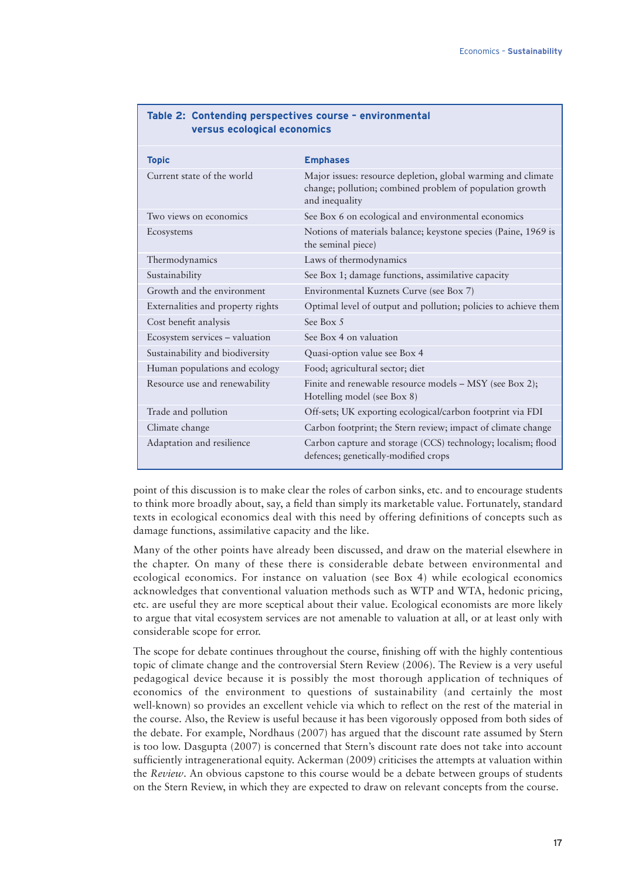**Table 2: Contending perspectives course – environmental versus ecological economics**

| Topic | Emphases |
|---|---|
| Current state of the world | Major issues: resource depletion, global warming and climate change; pollution; combined problem of population growth and inequality |
| Two views on economics | See Box 6 on ecological and environmental economics |
| Ecosystems | Notions of materials balance; keystone species (Paine, 1969 is the seminal piece) |
| Thermodynamics | Laws of thermodynamics |
| Sustainability | See Box 1; damage functions, assimilative capacity |
| Growth and the environment | Environmental Kuznets Curve (see Box 7) |
| Externalities and property rights | Optimal level of output and pollution; policies to achieve them |
| Cost benefit analysis | See Box 5 |
| Ecosystem services – valuation | See Box 4 on valuation |
| Sustainability and biodiversity | Quasi-option value see Box 4 |
| Human populations and ecology | Food; agricultural sector; diet |
| Resource use and renewability | Finite and renewable resource models – MSY (see Box 2); Hotelling model (see Box 8) |
| Trade and pollution | Off-sets; UK exporting ecological/carbon footprint via FDI |
| Climate change | Carbon footprint; the Stern review; impact of climate change |
| Adaptation and resilience | Carbon capture and storage (CCS) technology; localism; flood defences; genetically-modified crops |

point of this discussion is to make clear the roles of carbon sinks, etc. and to encourage students to think more broadly about, say, a field than simply its marketable value. Fortunately, standard texts in ecological economics deal with this need by offering definitions of concepts such as damage functions, assimilative capacity and the like.

Many of the other points have already been discussed, and draw on the material elsewhere in the chapter. On many of these there is considerable debate between environmental and ecological economics. For instance on valuation (see Box 4) while ecological economics acknowledges that conventional valuation methods such as WTP and WTA, hedonic pricing, etc. are useful they are more sceptical about their value. Ecological economists are more likely to argue that vital ecosystem services are not amenable to valuation at all, or at least only with considerable scope for error.

The scope for debate continues throughout the course, finishing off with the highly contentious topic of climate change and the controversial Stern Review (2006). The Review is a very useful pedagogical device because it is possibly the most thorough application of techniques of economics of the environment to questions of sustainability (and certainly the most well-known) so provides an excellent vehicle via which to reflect on the rest of the material in the course. Also, the Review is useful because it has been vigorously opposed from both sides of the debate. For example, Nordhaus (2007) has argued that the discount rate assumed by Stern is too low. Dasgupta (2007) is concerned that Stern's discount rate does not take into account sufficiently intragenerational equity. Ackerman (2009) criticises the attempts at valuation within the *Review*. An obvious capstone to this course would be a debate between groups of students on the Stern Review, in which they are expected to draw on relevant concepts from the course.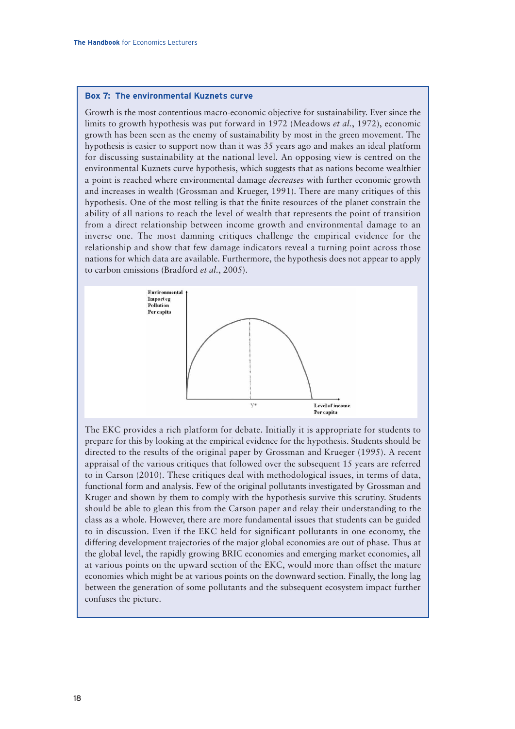### Box 7: The environmental Kuznets curve

Growth is the most contentious macro-economic objective for sustainability. Ever since the limits to growth hypothesis was put forward in 1972 (Meadows *et al.*, 1972), economic growth has been seen as the enemy of sustainability by most in the green movement. The hypothesis is easier to support now than it was 35 years ago and makes an ideal platform for discussing sustainability at the national level. An opposing view is centred on the environmental Kuznets curve hypothesis, which suggests that as nations become wealthier a point is reached where environmental damage *decreases* with further economic growth and increases in wealth (Grossman and Krueger, 1991). There are many critiques of this hypothesis. One of the most telling is that the finite resources of the planet constrain the ability of all nations to reach the level of wealth that represents the point of transition from a direct relationship between income growth and environmental damage to an inverse one. The most damning critiques challenge the empirical evidence for the relationship and show that few damage indicators reveal a turning point across those nations for which data are available. Furthermore, the hypothesis does not appear to apply to carbon emissions (Bradford *et al.*, 2005).

Environmental Impact eg Pollution Per capita

Y*

Level of income Per capita

The EKC provides a rich platform for debate. Initially it is appropriate for students to prepare for this by looking at the empirical evidence for the hypothesis. Students should be directed to the results of the original paper by Grossman and Krueger (1995). A recent appraisal of the various critiques that followed over the subsequent 15 years are referred to in Carson (2010). These critiques deal with methodological issues, in terms of data, functional form and analysis. Few of the original pollutants investigated by Grossman and Kruger and shown by them to comply with the hypothesis survive this scrutiny. Students should be able to glean this from the Carson paper and relay their understanding to the class as a whole. However, there are more fundamental issues that students can be guided to in discussion. Even if the EKC held for significant pollutants in one economy, the differing development trajectories of the major global economies are out of phase. Thus at the global level, the rapidly growing BRIC economies and emerging market economies, all at various points on the upward section of the EKC, would more than offset the mature economies which might be at various points on the downward section. Finally, the long lag between the generation of some pollutants and the subsequent ecosystem impact further confuses the picture.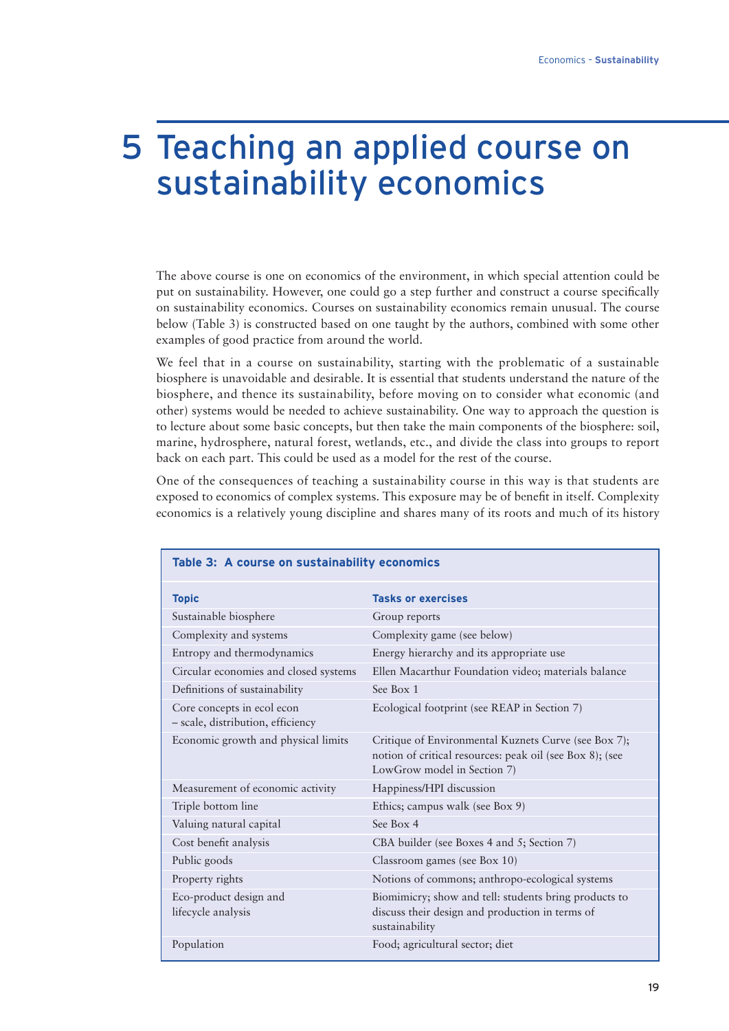# 5 Teaching an applied course on sustainability economics

The above course is one on economics of the environment, in which special attention could be put on sustainability. However, one could go a step further and construct a course specifically on sustainability economics. Courses on sustainability economics remain unusual. The course below (Table 3) is constructed based on one taught by the authors, combined with some other examples of good practice from around the world.

We feel that in a course on sustainability, starting with the problematic of a sustainable biosphere is unavoidable and desirable. It is essential that students understand the nature of the biosphere, and thence its sustainability, before moving on to consider what economic (and other) systems would be needed to achieve sustainability. One way to approach the question is to lecture about some basic concepts, but then take the main components of the biosphere: soil, marine, hydrosphere, natural forest, wetlands, etc., and divide the class into groups to report back on each part. This could be used as a model for the rest of the course.

One of the consequences of teaching a sustainability course in this way is that students are exposed to economics of complex systems. This exposure may be of benefit in itself. Complexity economics is a relatively young discipline and shares many of its roots and much of its history

**Table 3: A course on sustainability economics**

| Topic | Tasks or exercises |
|---|---|
| Sustainable biosphere | Group reports |
| Complexity and systems | Complexity game (see below) |
| Entropy and thermodynamics | Energy hierarchy and its appropriate use |
| Circular economies and closed systems | Ellen Macarthur Foundation video; materials balance |
| Definitions of sustainability | See Box 1 |
| Core concepts in ecol econ – scale, distribution, efficiency | Ecological footprint (see REAP in Section 7) |
| Economic growth and physical limits | Critique of Environmental Kuznets Curve (see Box 7); notion of critical resources: peak oil (see Box 8); (see LowGrow model in Section 7) |
| Measurement of economic activity | Happiness/HPI discussion |
| Triple bottom line | Ethics; campus walk (see Box 9) |
| Valuing natural capital | See Box 4 |
| Cost benefit analysis | CBA builder (see Boxes 4 and 5; Section 7) |
| Public goods | Classroom games (see Box 10) |
| Property rights | Notions of commons; anthropo-ecological systems |
| Eco-product design and lifecycle analysis | Biomimicry; show and tell: students bring products to discuss their design and production in terms of sustainability |
| Population | Food; agricultural sector; diet |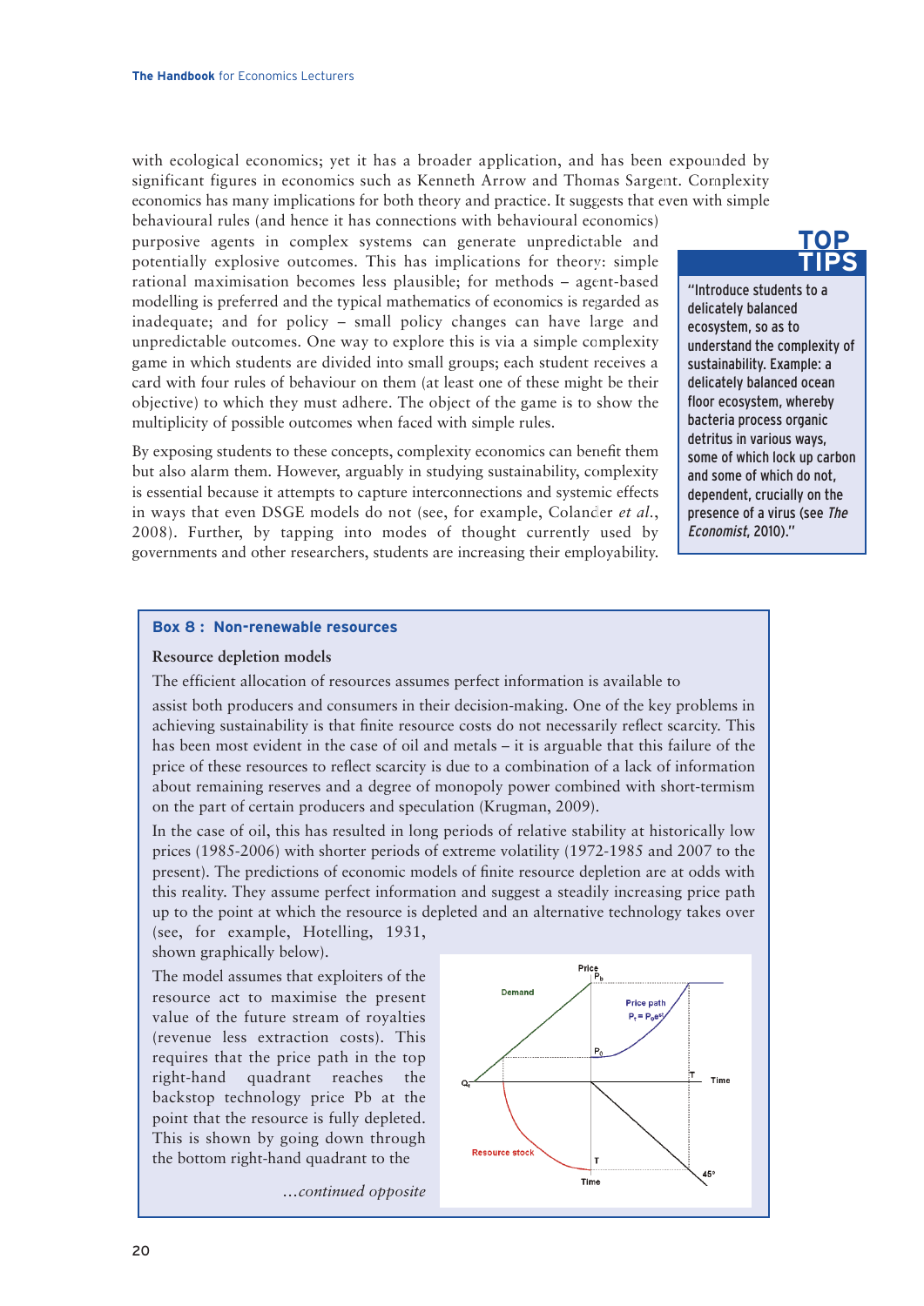with ecological economics; yet it has a broader application, and has been expounded by significant figures in economics such as Kenneth Arrow and Thomas Sargent. Complexity economics has many implications for both theory and practice. It suggests that even with simple behavioural rules (and hence it has connections with behavioural economics) purposive agents in complex systems can generate unpredictable and potentially explosive outcomes. This has implications for theory: simple rational maximisation becomes less plausible; for methods – agent-based modelling is preferred and the typical mathematics of economics is regarded as inadequate; and for policy – small policy changes can have large and unpredictable outcomes. One way to explore this is via a simple complexity game in which students are divided into small groups; each student receives a card with four rules of behaviour on them (at least one of these might be their objective) to which they must adhere. The object of the game is to show the multiplicity of possible outcomes when faced with simple rules.

By exposing students to these concepts, complexity economics can benefit them but also alarm them. However, arguably in studying sustainability, complexity is essential because it attempts to capture interconnections and systemic effects in ways that even DSGE models do not (see, for example, Colander *et al.*, 2008). Further, by tapping into modes of thought currently used by governments and other researchers, students are increasing their employability.

> **TOP TIPS**
>
> "Introduce students to a delicately balanced ecosystem, so as to understand the complexity of sustainability. Example: a delicately balanced ocean floor ecosystem, whereby bacteria process organic detritus in various ways, some of which lock up carbon and some of which do not, dependent, crucially on the presence of a virus (see *The Economist*, 2010)."

**Box 8 : Non-renewable resources**

**Resource depletion models**

The efficient allocation of resources assumes perfect information is available to assist both producers and consumers in their decision-making. One of the key problems in achieving sustainability is that finite resource costs do not necessarily reflect scarcity. This has been most evident in the case of oil and metals – it is arguable that this failure of the price of these resources to reflect scarcity is due to a combination of a lack of information about remaining reserves and a degree of monopoly power combined with short-termism on the part of certain producers and speculation (Krugman, 2009).

In the case of oil, this has resulted in long periods of relative stability at historically low prices (1985-2006) with shorter periods of extreme volatility (1972-1985 and 2007 to the present). The predictions of economic models of finite resource depletion are at odds with this reality. They assume perfect information and suggest a steadily increasing price path up to the point at which the resource is depleted and an alternative technology takes over (see, for example, Hotelling, 1931, shown graphically below).

The model assumes that exploiters of the resource act to maximise the present value of the future stream of royalties (revenue less extraction costs). This requires that the price path in the top right-hand quadrant reaches the backstop technology price Pb at the point that the resource is fully depleted. This is shown by going down through the bottom right-hand quadrant to the

*...continued opposite*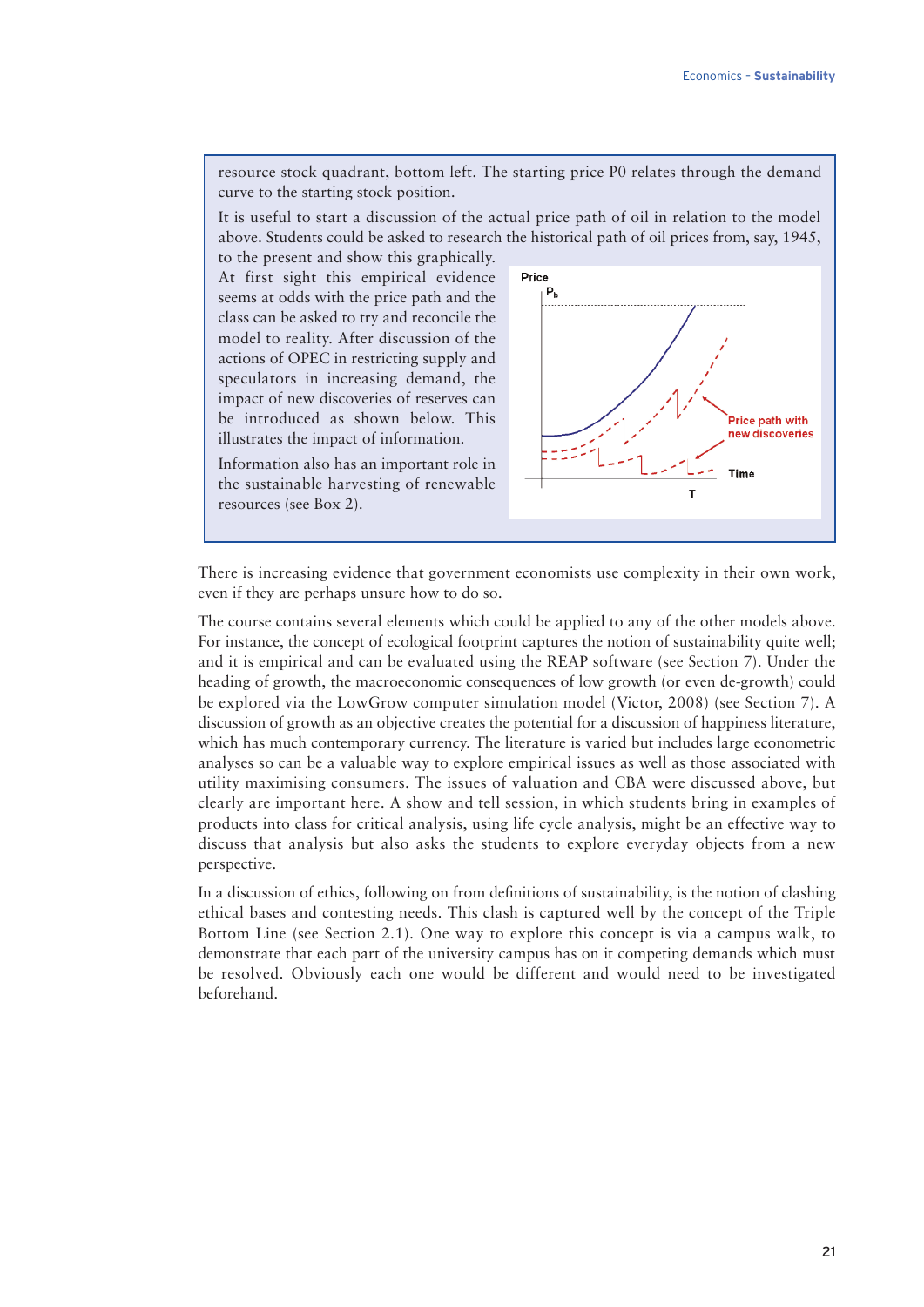resource stock quadrant, bottom left. The starting price P0 relates through the demand curve to the starting stock position.

It is useful to start a discussion of the actual price path of oil in relation to the model above. Students could be asked to research the historical path of oil prices from, say, 1945, to the present and show this graphically.

At first sight this empirical evidence seems at odds with the price path and the class can be asked to try and reconcile the model to reality. After discussion of the actions of OPEC in restricting supply and speculators in increasing demand, the impact of new discoveries of reserves can be introduced as shown below. This illustrates the impact of information.

Information also has an important role in the sustainable harvesting of renewable resources (see Box 2).

Price
$P_b$
Price path with new discoveries
Time
T

There is increasing evidence that government economists use complexity in their own work, even if they are perhaps unsure how to do so.

The course contains several elements which could be applied to any of the other models above. For instance, the concept of ecological footprint captures the notion of sustainability quite well; and it is empirical and can be evaluated using the REAP software (see Section 7). Under the heading of growth, the macroeconomic consequences of low growth (or even de-growth) could be explored via the LowGrow computer simulation model (Victor, 2008) (see Section 7). A discussion of growth as an objective creates the potential for a discussion of happiness literature, which has much contemporary currency. The literature is varied but includes large econometric analyses so can be a valuable way to explore empirical issues as well as those associated with utility maximising consumers. The issues of valuation and CBA were discussed above, but clearly are important here. A show and tell session, in which students bring in examples of products into class for critical analysis, using life cycle analysis, might be an effective way to discuss that analysis but also asks the students to explore everyday objects from a new perspective.

In a discussion of ethics, following on from definitions of sustainability, is the notion of clashing ethical bases and contesting needs. This clash is captured well by the concept of the Triple Bottom Line (see Section 2.1). One way to explore this concept is via a campus walk, to demonstrate that each part of the university campus has on it competing demands which must be resolved. Obviously each one would be different and would need to be investigated beforehand.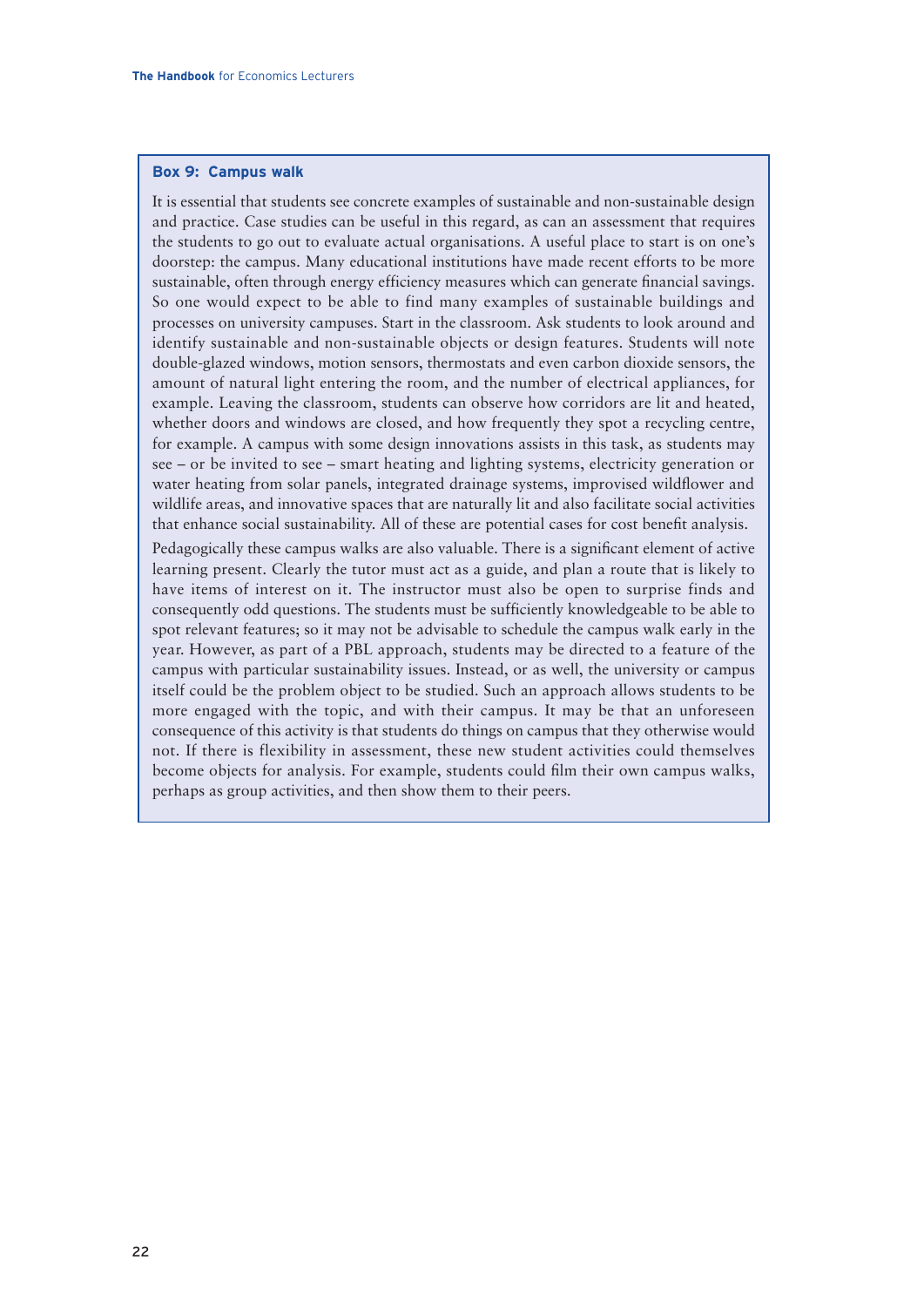### Box 9: Campus walk

It is essential that students see concrete examples of sustainable and non-sustainable design and practice. Case studies can be useful in this regard, as can an assessment that requires the students to go out to evaluate actual organisations. A useful place to start is on one's doorstep: the campus. Many educational institutions have made recent efforts to be more sustainable, often through energy efficiency measures which can generate financial savings. So one would expect to be able to find many examples of sustainable buildings and processes on university campuses. Start in the classroom. Ask students to look around and identify sustainable and non-sustainable objects or design features. Students will note double-glazed windows, motion sensors, thermostats and even carbon dioxide sensors, the amount of natural light entering the room, and the number of electrical appliances, for example. Leaving the classroom, students can observe how corridors are lit and heated, whether doors and windows are closed, and how frequently they spot a recycling centre, for example. A campus with some design innovations assists in this task, as students may see – or be invited to see – smart heating and lighting systems, electricity generation or water heating from solar panels, integrated drainage systems, improvised wildflower and wildlife areas, and innovative spaces that are naturally lit and also facilitate social activities that enhance social sustainability. All of these are potential cases for cost benefit analysis.

Pedagogically these campus walks are also valuable. There is a significant element of active learning present. Clearly the tutor must act as a guide, and plan a route that is likely to have items of interest on it. The instructor must also be open to surprise finds and consequently odd questions. The students must be sufficiently knowledgeable to be able to spot relevant features; so it may not be advisable to schedule the campus walk early in the year. However, as part of a PBL approach, students may be directed to a feature of the campus with particular sustainability issues. Instead, or as well, the university or campus itself could be the problem object to be studied. Such an approach allows students to be more engaged with the topic, and with their campus. It may be that an unforeseen consequence of this activity is that students do things on campus that they otherwise would not. If there is flexibility in assessment, these new student activities could themselves become objects for analysis. For example, students could film their own campus walks, perhaps as group activities, and then show them to their peers.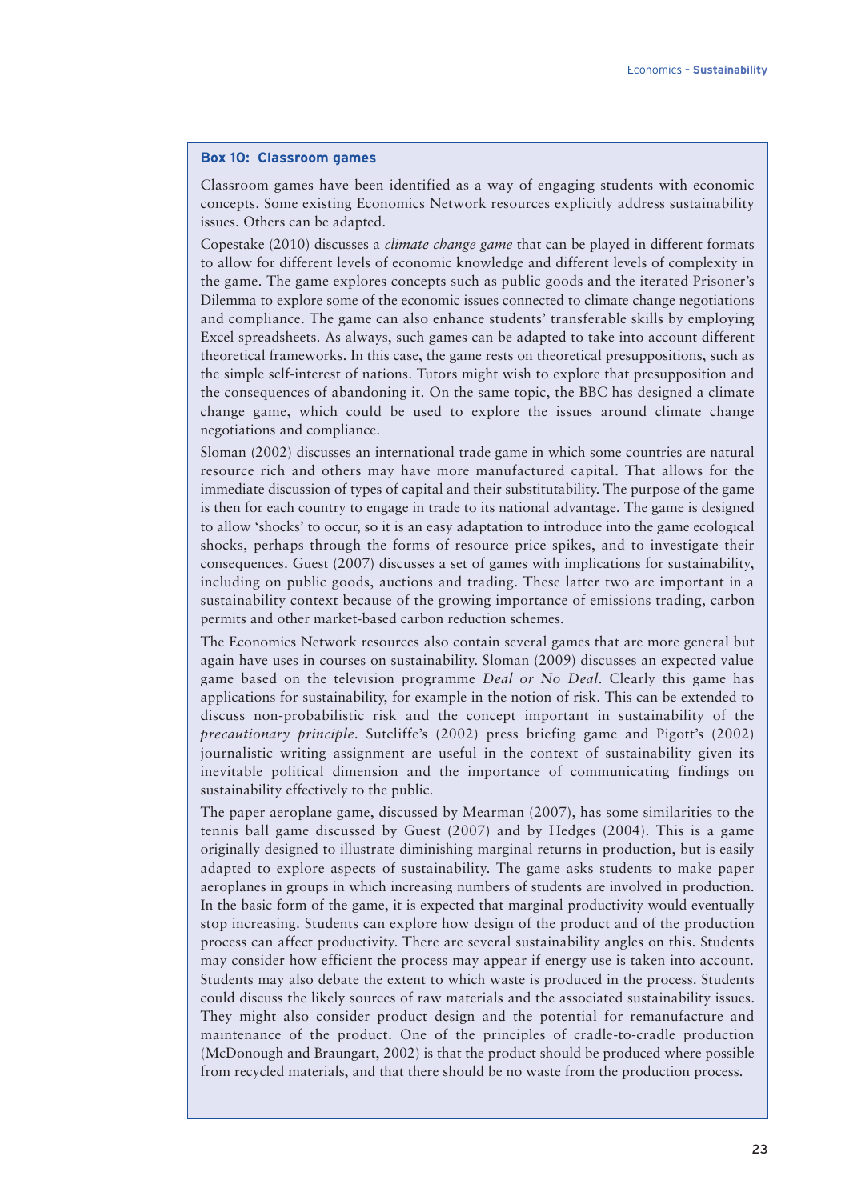**Box 10: Classroom games**

Classroom games have been identified as a way of engaging students with economic concepts. Some existing Economics Network resources explicitly address sustainability issues. Others can be adapted.

Copestake (2010) discusses a *climate change game* that can be played in different formats to allow for different levels of economic knowledge and different levels of complexity in the game. The game explores concepts such as public goods and the iterated Prisoner's Dilemma to explore some of the economic issues connected to climate change negotiations and compliance. The game can also enhance students' transferable skills by employing Excel spreadsheets. As always, such games can be adapted to take into account different theoretical frameworks. In this case, the game rests on theoretical presuppositions, such as the simple self-interest of nations. Tutors might wish to explore that presupposition and the consequences of abandoning it. On the same topic, the BBC has designed a climate change game, which could be used to explore the issues around climate change negotiations and compliance.

Sloman (2002) discusses an international trade game in which some countries are natural resource rich and others may have more manufactured capital. That allows for the immediate discussion of types of capital and their substitutability. The purpose of the game is then for each country to engage in trade to its national advantage. The game is designed to allow 'shocks' to occur, so it is an easy adaptation to introduce into the game ecological shocks, perhaps through the forms of resource price spikes, and to investigate their consequences. Guest (2007) discusses a set of games with implications for sustainability, including on public goods, auctions and trading. These latter two are important in a sustainability context because of the growing importance of emissions trading, carbon permits and other market-based carbon reduction schemes.

The Economics Network resources also contain several games that are more general but again have uses in courses on sustainability. Sloman (2009) discusses an expected value game based on the television programme *Deal or No Deal*. Clearly this game has applications for sustainability, for example in the notion of risk. This can be extended to discuss non-probabilistic risk and the concept important in sustainability of the *precautionary principle*. Sutcliffe's (2002) press briefing game and Pigott's (2002) journalistic writing assignment are useful in the context of sustainability given its inevitable political dimension and the importance of communicating findings on sustainability effectively to the public.

The paper aeroplane game, discussed by Mearman (2007), has some similarities to the tennis ball game discussed by Guest (2007) and by Hedges (2004). This is a game originally designed to illustrate diminishing marginal returns in production, but is easily adapted to explore aspects of sustainability. The game asks students to make paper aeroplanes in groups in which increasing numbers of students are involved in production. In the basic form of the game, it is expected that marginal productivity would eventually stop increasing. Students can explore how design of the product and of the production process can affect productivity. There are several sustainability angles on this. Students may consider how efficient the process may appear if energy use is taken into account. Students may also debate the extent to which waste is produced in the process. Students could discuss the likely sources of raw materials and the associated sustainability issues. They might also consider product design and the potential for remanufacture and maintenance of the product. One of the principles of cradle-to-cradle production (McDonough and Braungart, 2002) is that the product should be produced where possible from recycled materials, and that there should be no waste from the production process.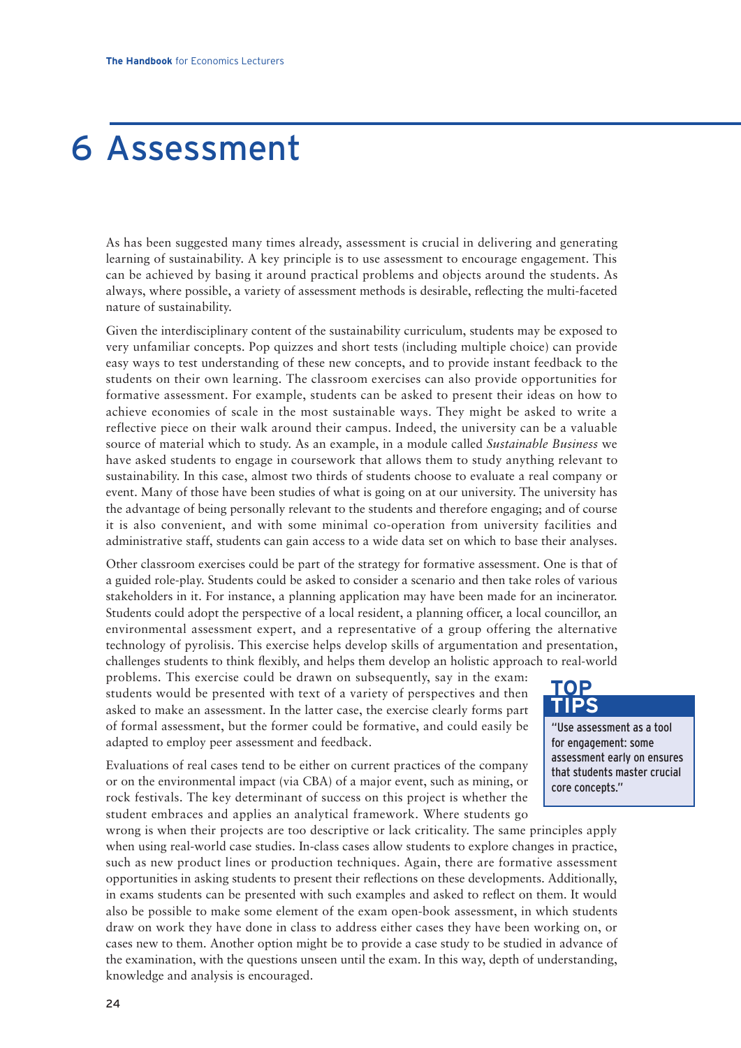# 6 Assessment

As has been suggested many times already, assessment is crucial in delivering and generating learning of sustainability. A key principle is to use assessment to encourage engagement. This can be achieved by basing it around practical problems and objects around the students. As always, where possible, a variety of assessment methods is desirable, reflecting the multi-faceted nature of sustainability.

Given the interdisciplinary content of the sustainability curriculum, students may be exposed to very unfamiliar concepts. Pop quizzes and short tests (including multiple choice) can provide easy ways to test understanding of these new concepts, and to provide instant feedback to the students on their own learning. The classroom exercises can also provide opportunities for formative assessment. For example, students can be asked to present their ideas on how to achieve economies of scale in the most sustainable ways. They might be asked to write a reflective piece on their walk around their campus. Indeed, the university can be a valuable source of material which to study. As an example, in a module called *Sustainable Business* we have asked students to engage in coursework that allows them to study anything relevant to sustainability. In this case, almost two thirds of students choose to evaluate a real company or event. Many of those have been studies of what is going on at our university. The university has the advantage of being personally relevant to the students and therefore engaging; and of course it is also convenient, and with some minimal co-operation from university facilities and administrative staff, students can gain access to a wide data set on which to base their analyses.

Other classroom exercises could be part of the strategy for formative assessment. One is that of a guided role-play. Students could be asked to consider a scenario and then take roles of various stakeholders in it. For instance, a planning application may have been made for an incinerator. Students could adopt the perspective of a local resident, a planning officer, a local councillor, an environmental assessment expert, and a representative of a group offering the alternative technology of pyrolisis. This exercise helps develop skills of argumentation and presentation, challenges students to think flexibly, and helps them develop an holistic approach to real-world problems. This exercise could be drawn on subsequently, say in the exam: students would be presented with text of a variety of perspectives and then asked to make an assessment. In the latter case, the exercise clearly forms part of formal assessment, but the former could be formative, and could easily be adapted to employ peer assessment and feedback.

**TOP TIPS**

"Use assessment as a tool for engagement: some assessment early on ensures that students master crucial core concepts."

Evaluations of real cases tend to be either on current practices of the company or on the environmental impact (via CBA) of a major event, such as mining, or rock festivals. The key determinant of success on this project is whether the student embraces and applies an analytical framework. Where students go wrong is when their projects are too descriptive or lack criticality. The same principles apply when using real-world case studies. In-class cases allow students to explore changes in practice, such as new product lines or production techniques. Again, there are formative assessment opportunities in asking students to present their reflections on these developments. Additionally, in exams students can be presented with such examples and asked to reflect on them. It would also be possible to make some element of the exam open-book assessment, in which students draw on work they have done in class to address either cases they have been working on, or cases new to them. Another option might be to provide a case study to be studied in advance of the examination, with the questions unseen until the exam. In this way, depth of understanding, knowledge and analysis is encouraged.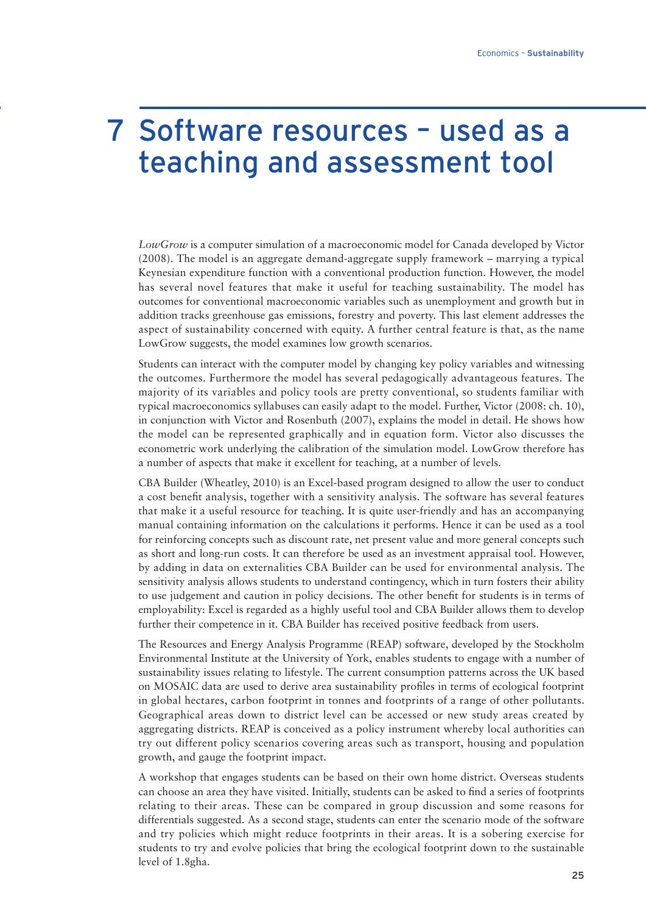# 7 Software resources – used as a teaching and assessment tool

*LowGrow* is a computer simulation of a macroeconomic model for Canada developed by Victor (2008). The model is an aggregate demand-aggregate supply framework – marrying a typical Keynesian expenditure function with a conventional production function. However, the model has several novel features that make it useful for teaching sustainability. The model has outcomes for conventional macroeconomic variables such as unemployment and growth but in addition tracks greenhouse gas emissions, forestry and poverty. This last element addresses the aspect of sustainability concerned with equity. A further central feature is that, as the name LowGrow suggests, the model examines low growth scenarios.

Students can interact with the computer model by changing key policy variables and witnessing the outcomes. Furthermore the model has several pedagogically advantageous features. The majority of its variables and policy tools are pretty conventional, so students familiar with typical macroeconomics syllabuses can easily adapt to the model. Further, Victor (2008: ch. 10), in conjunction with Victor and Rosenbuth (2007), explains the model in detail. He shows how the model can be represented graphically and in equation form. Victor also discusses the econometric work underlying the calibration of the simulation model. LowGrow therefore has a number of aspects that make it excellent for teaching, at a number of levels.

CBA Builder (Wheatley, 2010) is an Excel-based program designed to allow the user to conduct a cost benefit analysis, together with a sensitivity analysis. The software has several features that make it a useful resource for teaching. It is quite user-friendly and has an accompanying manual containing information on the calculations it performs. Hence it can be used as a tool for reinforcing concepts such as discount rate, net present value and more general concepts such as short and long-run costs. It can therefore be used as an investment appraisal tool. However, by adding in data on externalities CBA Builder can be used for environmental analysis. The sensitivity analysis allows students to understand contingency, which in turn fosters their ability to use judgement and caution in policy decisions. The other benefit for students is in terms of employability: Excel is regarded as a highly useful tool and CBA Builder allows them to develop further their competence in it. CBA Builder has received positive feedback from users.

The Resources and Energy Analysis Programme (REAP) software, developed by the Stockholm Environmental Institute at the University of York, enables students to engage with a number of sustainability issues relating to lifestyle. The current consumption patterns across the UK based on MOSAIC data are used to derive area sustainability profiles in terms of ecological footprint in global hectares, carbon footprint in tonnes and footprints of a range of other pollutants. Geographical areas down to district level can be accessed or new study areas created by aggregating districts. REAP is conceived as a policy instrument whereby local authorities can try out different policy scenarios covering areas such as transport, housing and population growth, and gauge the footprint impact.

A workshop that engages students can be based on their own home district. Overseas students can choose an area they have visited. Initially, students can be asked to find a series of footprints relating to their areas. These can be compared in group discussion and some reasons for differentials suggested. As a second stage, students can enter the scenario mode of the software and try policies which might reduce footprints in their areas. It is a sobering exercise for students to try and evolve policies that bring the ecological footprint down to the sustainable level of 1.8gha.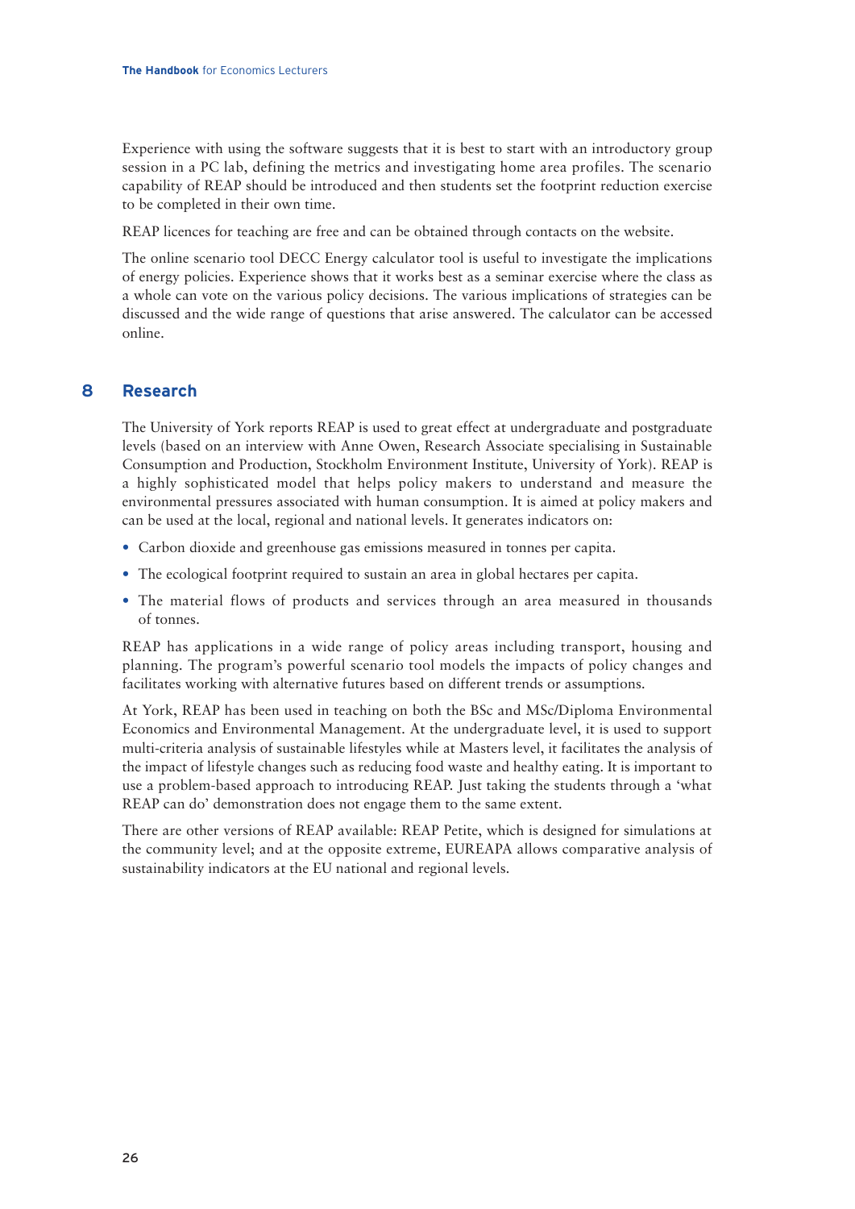Experience with using the software suggests that it is best to start with an introductory group session in a PC lab, defining the metrics and investigating home area profiles. The scenario capability of REAP should be introduced and then students set the footprint reduction exercise to be completed in their own time.

REAP licences for teaching are free and can be obtained through contacts on the website.

The online scenario tool DECC Energy calculator tool is useful to investigate the implications of energy policies. Experience shows that it works best as a seminar exercise where the class as a whole can vote on the various policy decisions. The various implications of strategies can be discussed and the wide range of questions that arise answered. The calculator can be accessed online.

## 8 Research

The University of York reports REAP is used to great effect at undergraduate and postgraduate levels (based on an interview with Anne Owen, Research Associate specialising in Sustainable Consumption and Production, Stockholm Environment Institute, University of York). REAP is a highly sophisticated model that helps policy makers to understand and measure the environmental pressures associated with human consumption. It is aimed at policy makers and can be used at the local, regional and national levels. It generates indicators on:

- Carbon dioxide and greenhouse gas emissions measured in tonnes per capita.
- The ecological footprint required to sustain an area in global hectares per capita.
- The material flows of products and services through an area measured in thousands of tonnes.

REAP has applications in a wide range of policy areas including transport, housing and planning. The program's powerful scenario tool models the impacts of policy changes and facilitates working with alternative futures based on different trends or assumptions.

At York, REAP has been used in teaching on both the BSc and MSc/Diploma Environmental Economics and Environmental Management. At the undergraduate level, it is used to support multi-criteria analysis of sustainable lifestyles while at Masters level, it facilitates the analysis of the impact of lifestyle changes such as reducing food waste and healthy eating. It is important to use a problem-based approach to introducing REAP. Just taking the students through a 'what REAP can do' demonstration does not engage them to the same extent.

There are other versions of REAP available: REAP Petite, which is designed for simulations at the community level; and at the opposite extreme, EUREAPA allows comparative analysis of sustainability indicators at the EU national and regional levels.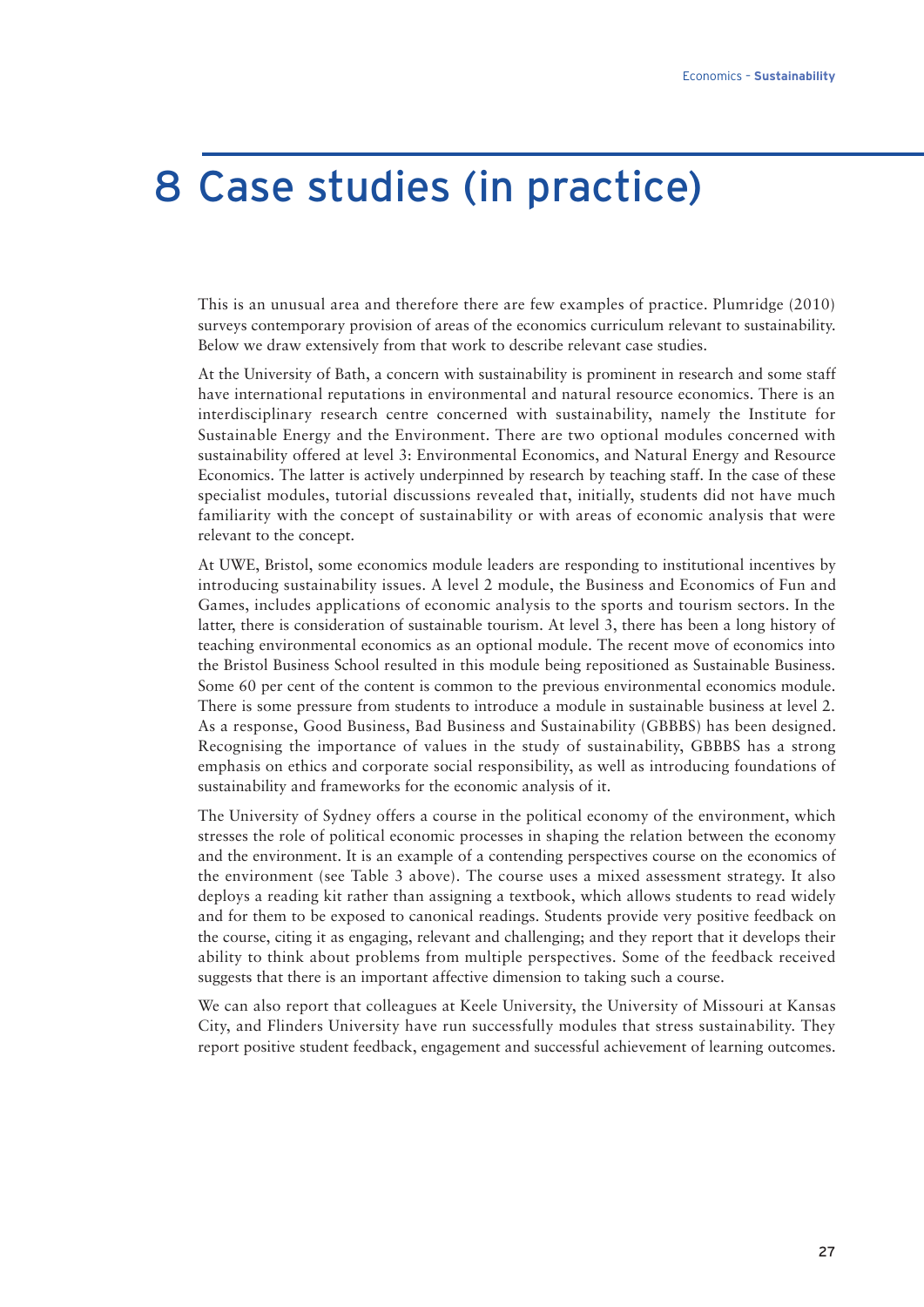# 8 Case studies (in practice)

This is an unusual area and therefore there are few examples of practice. Plumridge (2010) surveys contemporary provision of areas of the economics curriculum relevant to sustainability. Below we draw extensively from that work to describe relevant case studies.

At the University of Bath, a concern with sustainability is prominent in research and some staff have international reputations in environmental and natural resource economics. There is an interdisciplinary research centre concerned with sustainability, namely the Institute for Sustainable Energy and the Environment. There are two optional modules concerned with sustainability offered at level 3: Environmental Economics, and Natural Energy and Resource Economics. The latter is actively underpinned by research by teaching staff. In the case of these specialist modules, tutorial discussions revealed that, initially, students did not have much familiarity with the concept of sustainability or with areas of economic analysis that were relevant to the concept.

At UWE, Bristol, some economics module leaders are responding to institutional incentives by introducing sustainability issues. A level 2 module, the Business and Economics of Fun and Games, includes applications of economic analysis to the sports and tourism sectors. In the latter, there is consideration of sustainable tourism. At level 3, there has been a long history of teaching environmental economics as an optional module. The recent move of economics into the Bristol Business School resulted in this module being repositioned as Sustainable Business. Some 60 per cent of the content is common to the previous environmental economics module. There is some pressure from students to introduce a module in sustainable business at level 2. As a response, Good Business, Bad Business and Sustainability (GBBBS) has been designed. Recognising the importance of values in the study of sustainability, GBBBS has a strong emphasis on ethics and corporate social responsibility, as well as introducing foundations of sustainability and frameworks for the economic analysis of it.

The University of Sydney offers a course in the political economy of the environment, which stresses the role of political economic processes in shaping the relation between the economy and the environment. It is an example of a contending perspectives course on the economics of the environment (see Table 3 above). The course uses a mixed assessment strategy. It also deploys a reading kit rather than assigning a textbook, which allows students to read widely and for them to be exposed to canonical readings. Students provide very positive feedback on the course, citing it as engaging, relevant and challenging; and they report that it develops their ability to think about problems from multiple perspectives. Some of the feedback received suggests that there is an important affective dimension to taking such a course.

We can also report that colleagues at Keele University, the University of Missouri at Kansas City, and Flinders University have run successfully modules that stress sustainability. They report positive student feedback, engagement and successful achievement of learning outcomes.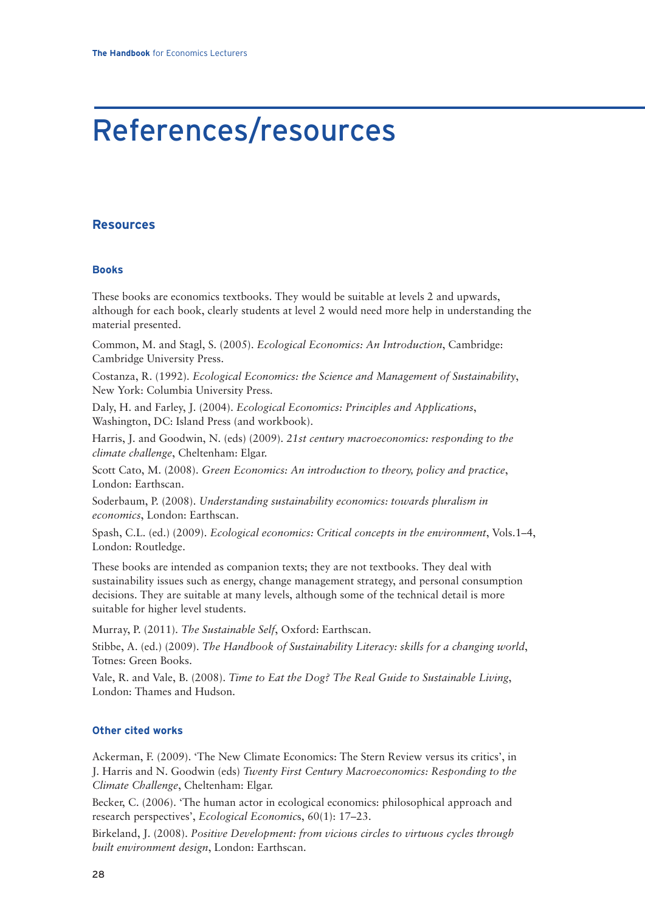# References/resources

## Resources

### Books

These books are economics textbooks. They would be suitable at levels 2 and upwards, although for each book, clearly students at level 2 would need more help in understanding the material presented.

Common, M. and Stagl, S. (2005). *Ecological Economics: An Introduction*, Cambridge: Cambridge University Press.

Costanza, R. (1992). *Ecological Economics: the Science and Management of Sustainability*, New York: Columbia University Press.

Daly, H. and Farley, J. (2004). *Ecological Economics: Principles and Applications*, Washington, DC: Island Press (and workbook).

Harris, J. and Goodwin, N. (eds) (2009). *21st century macroeconomics: responding to the climate challenge*, Cheltenham: Elgar.

Scott Cato, M. (2008). *Green Economics: An introduction to theory, policy and practice*, London: Earthscan.

Soderbaum, P. (2008). *Understanding sustainability economics: towards pluralism in economics*, London: Earthscan.

Spash, C.L. (ed.) (2009). *Ecological economics: Critical concepts in the environment*, Vols.1–4, London: Routledge.

These books are intended as companion texts; they are not textbooks. They deal with sustainability issues such as energy, change management strategy, and personal consumption decisions. They are suitable at many levels, although some of the technical detail is more suitable for higher level students.

Murray, P. (2011). *The Sustainable Self*, Oxford: Earthscan.

Stibbe, A. (ed.) (2009). *The Handbook of Sustainability Literacy: skills for a changing world*, Totnes: Green Books.

Vale, R. and Vale, B. (2008). *Time to Eat the Dog? The Real Guide to Sustainable Living*, London: Thames and Hudson.

### Other cited works

Ackerman, F. (2009). 'The New Climate Economics: The Stern Review versus its critics', in J. Harris and N. Goodwin (eds) *Twenty First Century Macroeconomics: Responding to the Climate Challenge*, Cheltenham: Elgar.

Becker, C. (2006). 'The human actor in ecological economics: philosophical approach and research perspectives', *Ecological Economics*, 60(1): 17–23.

Birkeland, J. (2008). *Positive Development: from vicious circles to virtuous cycles through built environment design*, London: Earthscan.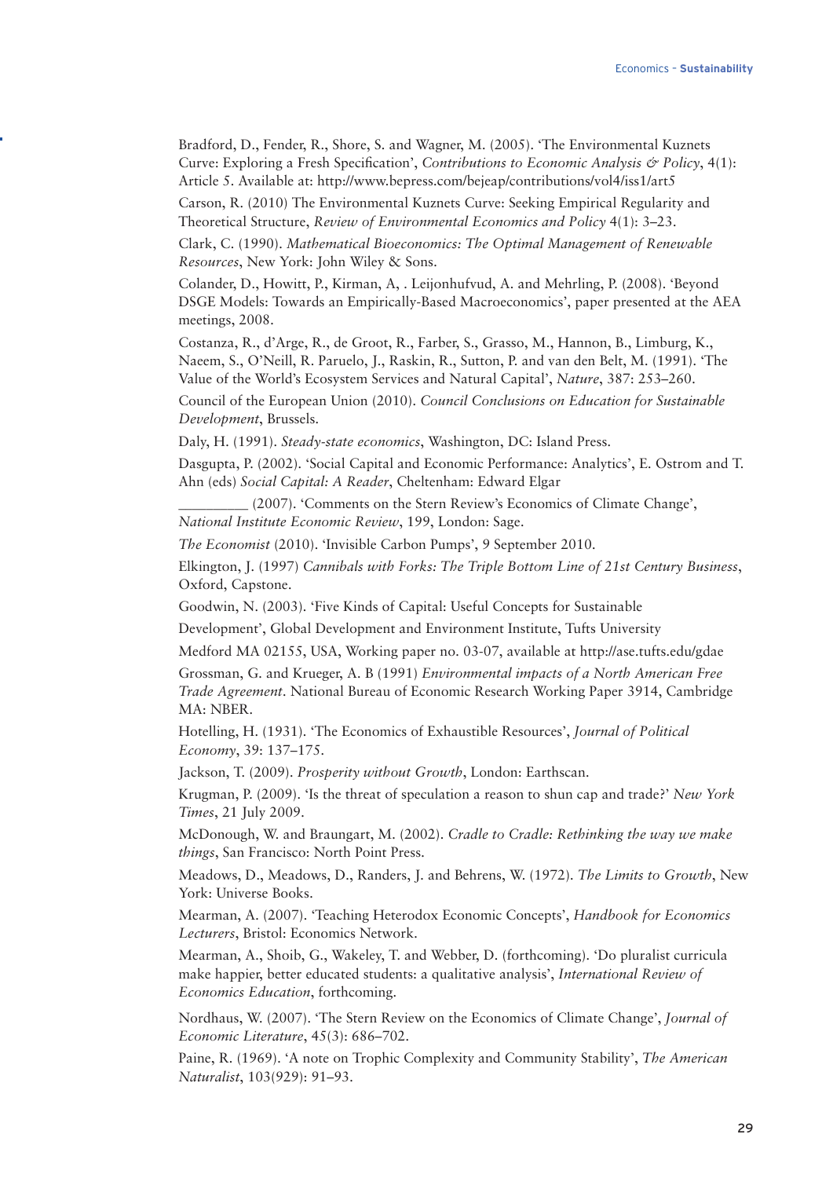Bradford, D., Fender, R., Shore, S. and Wagner, M. (2005). 'The Environmental Kuznets Curve: Exploring a Fresh Specification', *Contributions to Economic Analysis & Policy*, 4(1): Article 5. Available at: http://www.bepress.com/bejeap/contributions/vol4/iss1/art5

Carson, R. (2010) The Environmental Kuznets Curve: Seeking Empirical Regularity and Theoretical Structure, *Review of Environmental Economics and Policy* 4(1): 3–23.

Clark, C. (1990). *Mathematical Bioeconomics: The Optimal Management of Renewable Resources*, New York: John Wiley & Sons.

Colander, D., Howitt, P., Kirman, A, . Leijonhufvud, A. and Mehrling, P. (2008). 'Beyond DSGE Models: Towards an Empirically-Based Macroeconomics', paper presented at the AEA meetings, 2008.

Costanza, R., d'Arge, R., de Groot, R., Farber, S., Grasso, M., Hannon, B., Limburg, K., Naeem, S., O'Neill, R. Paruelo, J., Raskin, R., Sutton, P. and van den Belt, M. (1991). 'The Value of the World's Ecosystem Services and Natural Capital', *Nature*, 387: 253–260.

Council of the European Union (2010). *Council Conclusions on Education for Sustainable Development*, Brussels.

Daly, H. (1991). *Steady-state economics*, Washington, DC: Island Press.

Dasgupta, P. (2002). 'Social Capital and Economic Performance: Analytics', E. Ostrom and T. Ahn (eds) *Social Capital: A Reader*, Cheltenham: Edward Elgar

_________ (2007). 'Comments on the Stern Review's Economics of Climate Change', *National Institute Economic Review*, 199, London: Sage.

*The Economist* (2010). 'Invisible Carbon Pumps', 9 September 2010.

Elkington, J. (1997) *Cannibals with Forks: The Triple Bottom Line of 21st Century Business*, Oxford, Capstone.

Goodwin, N. (2003). 'Five Kinds of Capital: Useful Concepts for Sustainable Development', Global Development and Environment Institute, Tufts University Medford MA 02155, USA, Working paper no. 03-07, available at http://ase.tufts.edu/gdae

Grossman, G. and Krueger, A. B (1991) *Environmental impacts of a North American Free Trade Agreement*. National Bureau of Economic Research Working Paper 3914, Cambridge MA: NBER.

Hotelling, H. (1931). 'The Economics of Exhaustible Resources', *Journal of Political Economy*, 39: 137–175.

Jackson, T. (2009). *Prosperity without Growth*, London: Earthscan.

Krugman, P. (2009). 'Is the threat of speculation a reason to shun cap and trade?' *New York Times*, 21 July 2009.

McDonough, W. and Braungart, M. (2002). *Cradle to Cradle: Rethinking the way we make things*, San Francisco: North Point Press.

Meadows, D., Meadows, D., Randers, J. and Behrens, W. (1972). *The Limits to Growth*, New York: Universe Books.

Mearman, A. (2007). 'Teaching Heterodox Economic Concepts', *Handbook for Economics Lecturers*, Bristol: Economics Network.

Mearman, A., Shoib, G., Wakeley, T. and Webber, D. (forthcoming). 'Do pluralist curricula make happier, better educated students: a qualitative analysis', *International Review of Economics Education*, forthcoming.

Nordhaus, W. (2007). 'The Stern Review on the Economics of Climate Change', *Journal of Economic Literature*, 45(3): 686–702.

Paine, R. (1969). 'A note on Trophic Complexity and Community Stability', *The American Naturalist*, 103(929): 91–93.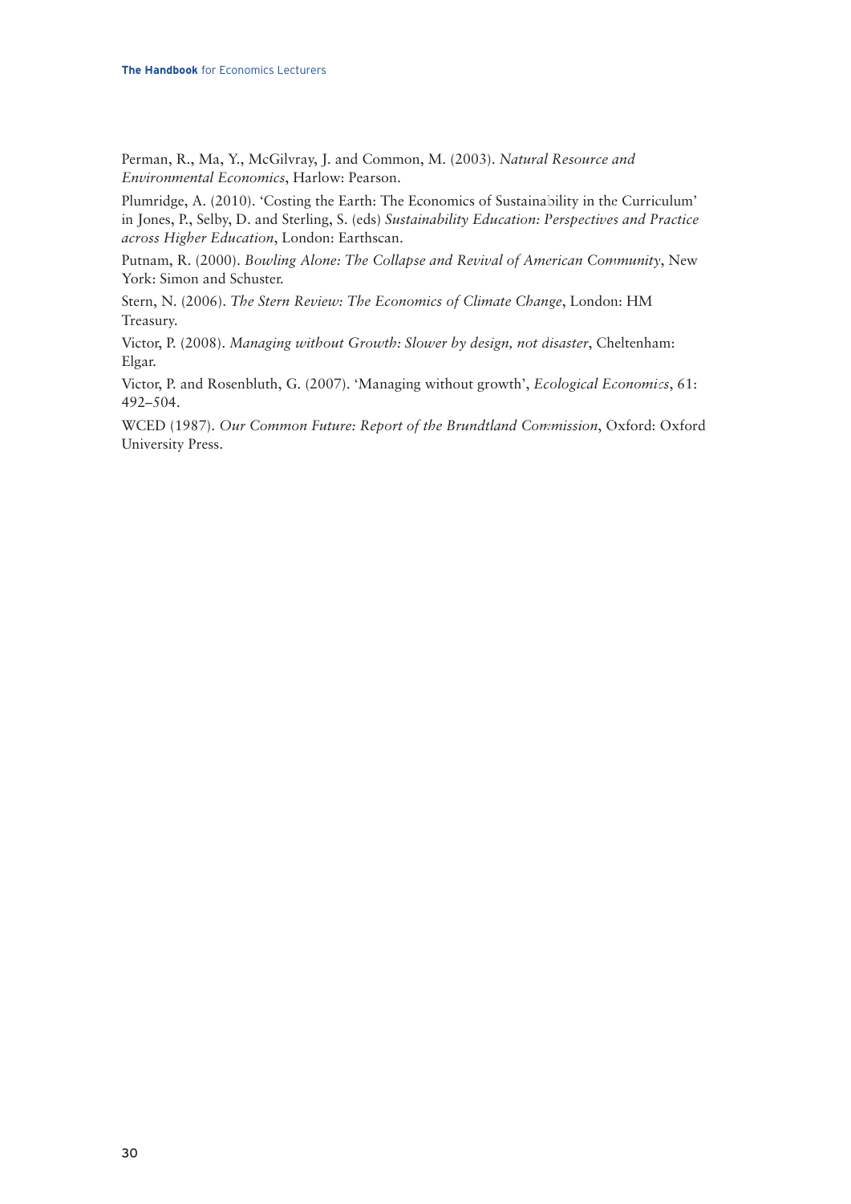Perman, R., Ma, Y., McGilvray, J. and Common, M. (2003). *Natural Resource and Environmental Economics*, Harlow: Pearson.

Plumridge, A. (2010). 'Costing the Earth: The Economics of Sustainability in the Curriculum' in Jones, P., Selby, D. and Sterling, S. (eds) *Sustainability Education: Perspectives and Practice across Higher Education*, London: Earthscan.

Putnam, R. (2000). *Bowling Alone: The Collapse and Revival of American Community*, New York: Simon and Schuster.

Stern, N. (2006). *The Stern Review: The Economics of Climate Change*, London: HM Treasury.

Victor, P. (2008). *Managing without Growth: Slower by design, not disaster*, Cheltenham: Elgar.

Victor, P. and Rosenbluth, G. (2007). 'Managing without growth', *Ecological Economics*, 61: 492–504.

WCED (1987). *Our Common Future: Report of the Brundtland Commission*, Oxford: Oxford University Press.